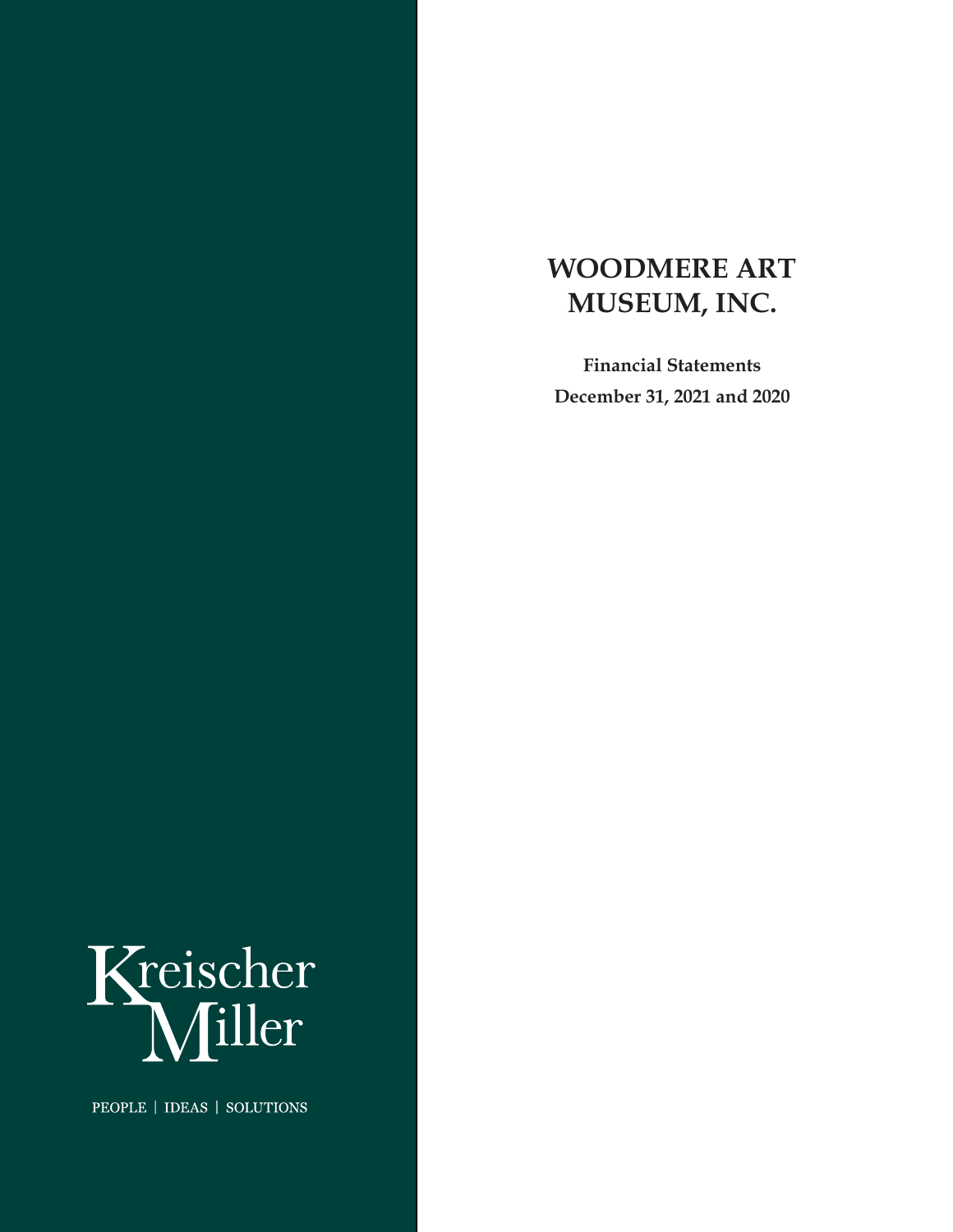# WOODMERE ART MUSEUM, INC.

**Financial Statements**

**December 31, 2021 and 2020**

Kreischer Miller

PEOPLE | IDEAS | SOLUTIONS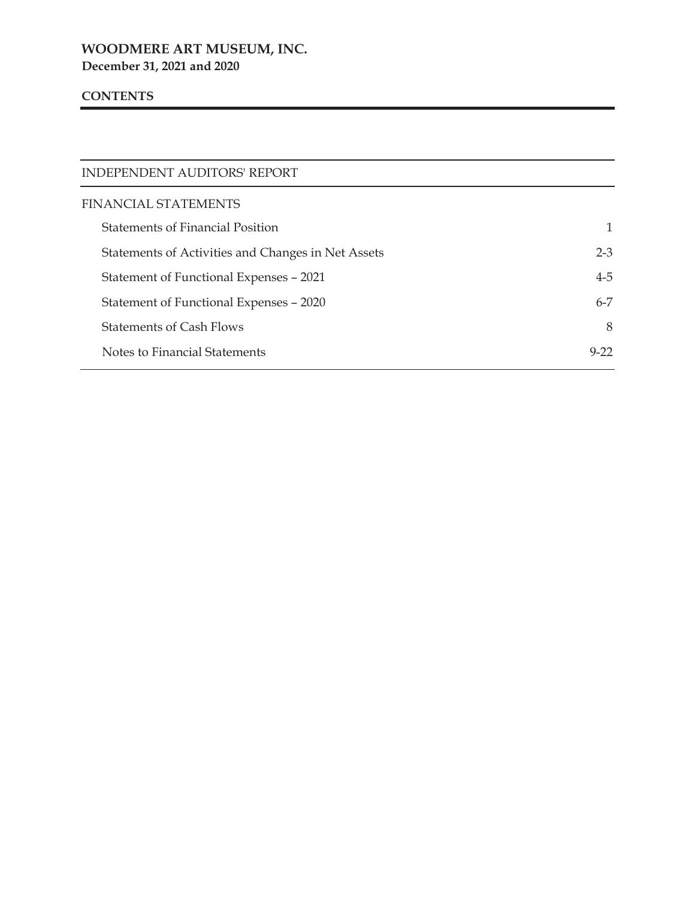# WOODMERE ART MUSEUM, INC.

**December 31, 2021 and 2020**

## CONTENTS

| | |
|---|---|
| INDEPENDENT AUDITORS' REPORT | |
| FINANCIAL STATEMENTS | |
| Statements of Financial Position | 1 |
| Statements of Activities and Changes in Net Assets | 2-3 |
| Statement of Functional Expenses – 2021 | 4-5 |
| Statement of Functional Expenses – 2020 | 6-7 |
| Statements of Cash Flows | 8 |
| Notes to Financial Statements | 9-22 |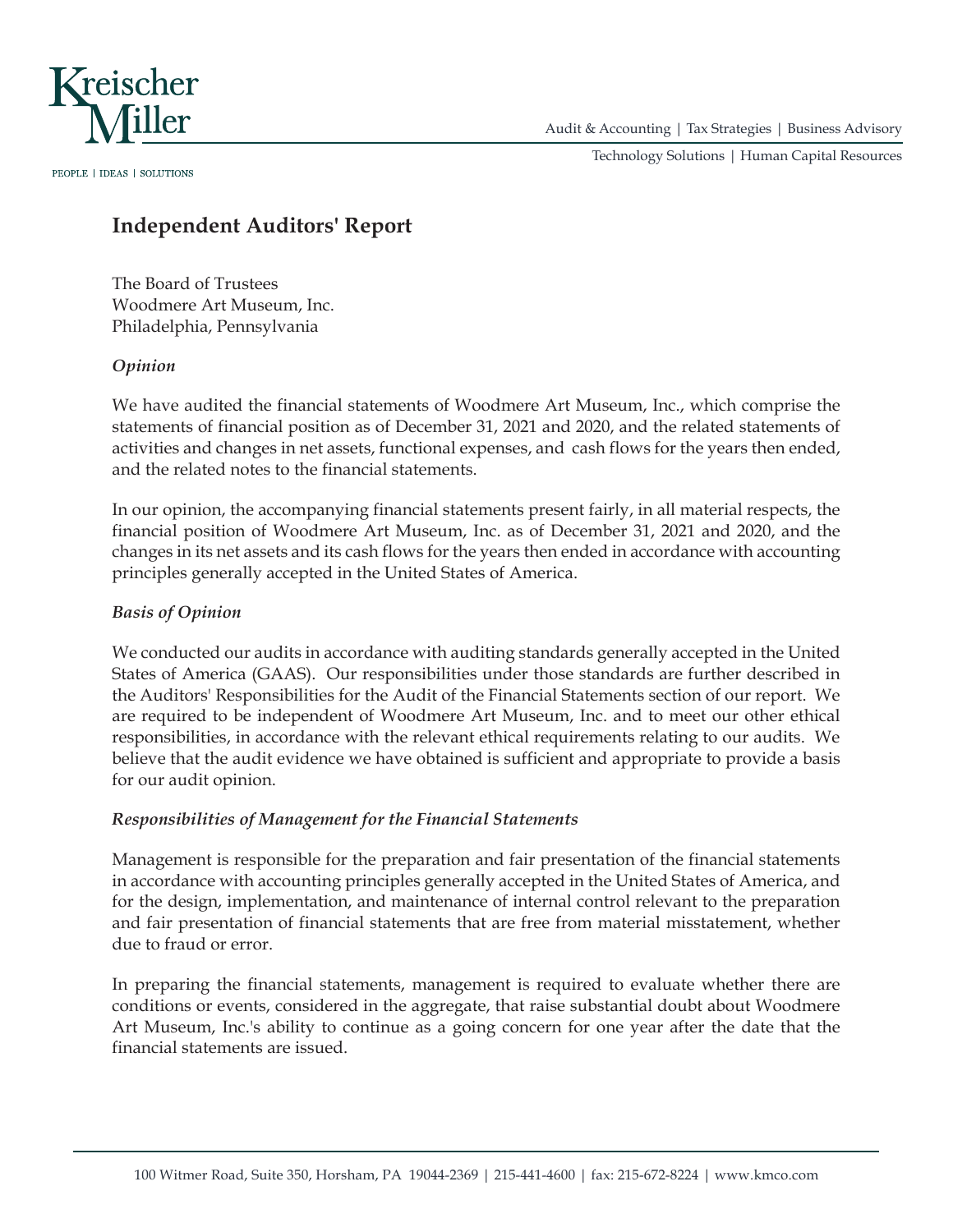# Independent Auditors' Report

The Board of Trustees
Woodmere Art Museum, Inc.
Philadelphia, Pennsylvania

***Opinion***

We have audited the financial statements of Woodmere Art Museum, Inc., which comprise the statements of financial position as of December 31, 2021 and 2020, and the related statements of activities and changes in net assets, functional expenses, and cash flows for the years then ended, and the related notes to the financial statements.

In our opinion, the accompanying financial statements present fairly, in all material respects, the financial position of Woodmere Art Museum, Inc. as of December 31, 2021 and 2020, and the changes in its net assets and its cash flows for the years then ended in accordance with accounting principles generally accepted in the United States of America.

***Basis of Opinion***

We conducted our audits in accordance with auditing standards generally accepted in the United States of America (GAAS). Our responsibilities under those standards are further described in the Auditors' Responsibilities for the Audit of the Financial Statements section of our report. We are required to be independent of Woodmere Art Museum, Inc. and to meet our other ethical responsibilities, in accordance with the relevant ethical requirements relating to our audits. We believe that the audit evidence we have obtained is sufficient and appropriate to provide a basis for our audit opinion.

***Responsibilities of Management for the Financial Statements***

Management is responsible for the preparation and fair presentation of the financial statements in accordance with accounting principles generally accepted in the United States of America, and for the design, implementation, and maintenance of internal control relevant to the preparation and fair presentation of financial statements that are free from material misstatement, whether due to fraud or error.

In preparing the financial statements, management is required to evaluate whether there are conditions or events, considered in the aggregate, that raise substantial doubt about Woodmere Art Museum, Inc.'s ability to continue as a going concern for one year after the date that the financial statements are issued.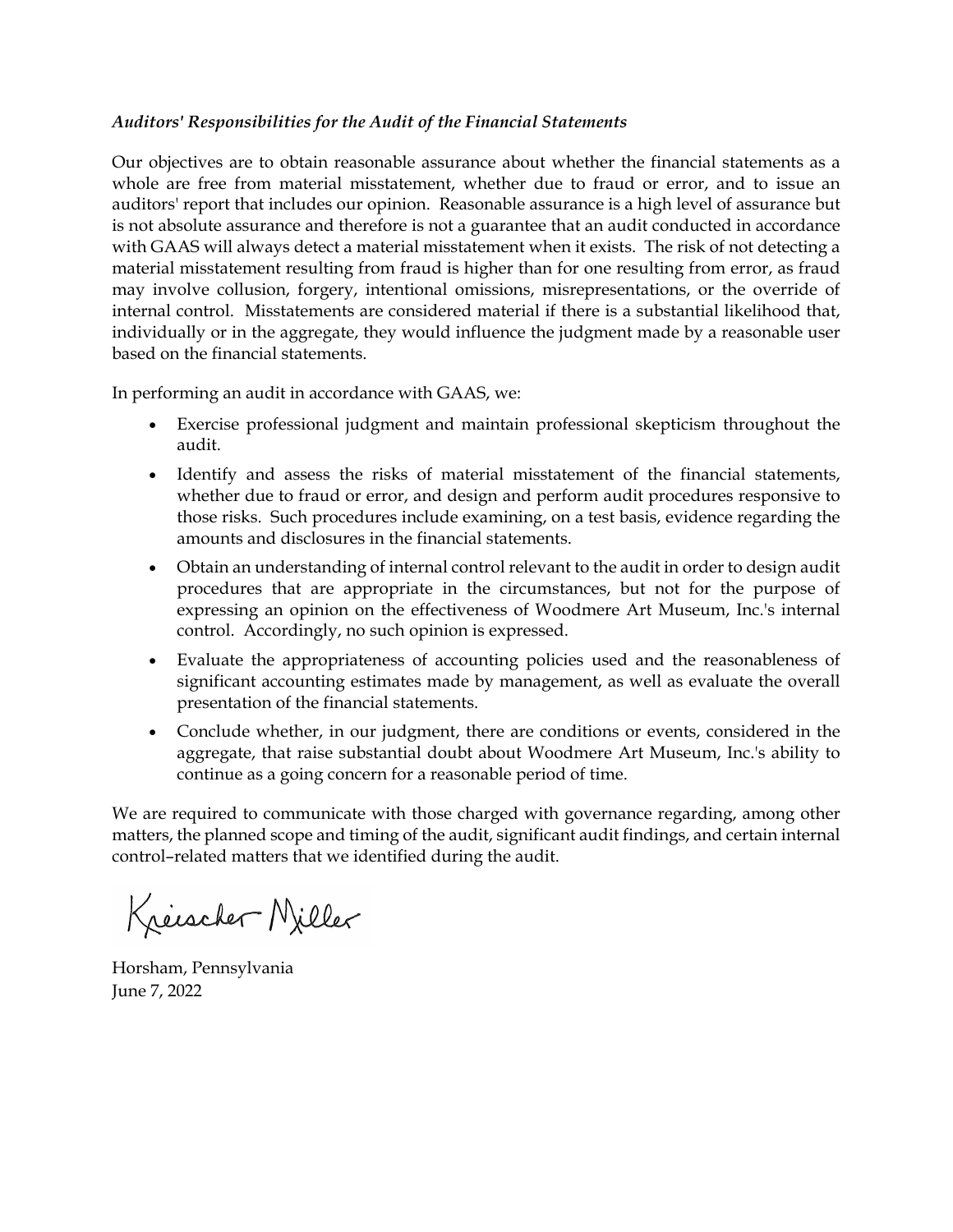*Auditors' Responsibilities for the Audit of the Financial Statements*

Our objectives are to obtain reasonable assurance about whether the financial statements as a whole are free from material misstatement, whether due to fraud or error, and to issue an auditors' report that includes our opinion. Reasonable assurance is a high level of assurance but is not absolute assurance and therefore is not a guarantee that an audit conducted in accordance with GAAS will always detect a material misstatement when it exists. The risk of not detecting a material misstatement resulting from fraud is higher than for one resulting from error, as fraud may involve collusion, forgery, intentional omissions, misrepresentations, or the override of internal control. Misstatements are considered material if there is a substantial likelihood that, individually or in the aggregate, they would influence the judgment made by a reasonable user based on the financial statements.

In performing an audit in accordance with GAAS, we:

- Exercise professional judgment and maintain professional skepticism throughout the audit.
- Identify and assess the risks of material misstatement of the financial statements, whether due to fraud or error, and design and perform audit procedures responsive to those risks. Such procedures include examining, on a test basis, evidence regarding the amounts and disclosures in the financial statements.
- Obtain an understanding of internal control relevant to the audit in order to design audit procedures that are appropriate in the circumstances, but not for the purpose of expressing an opinion on the effectiveness of Woodmere Art Museum, Inc.'s internal control. Accordingly, no such opinion is expressed.
- Evaluate the appropriateness of accounting policies used and the reasonableness of significant accounting estimates made by management, as well as evaluate the overall presentation of the financial statements.
- Conclude whether, in our judgment, there are conditions or events, considered in the aggregate, that raise substantial doubt about Woodmere Art Museum, Inc.'s ability to continue as a going concern for a reasonable period of time.

We are required to communicate with those charged with governance regarding, among other matters, the planned scope and timing of the audit, significant audit findings, and certain internal control–related matters that we identified during the audit.

Kreischer Miller

Horsham, Pennsylvania
June 7, 2022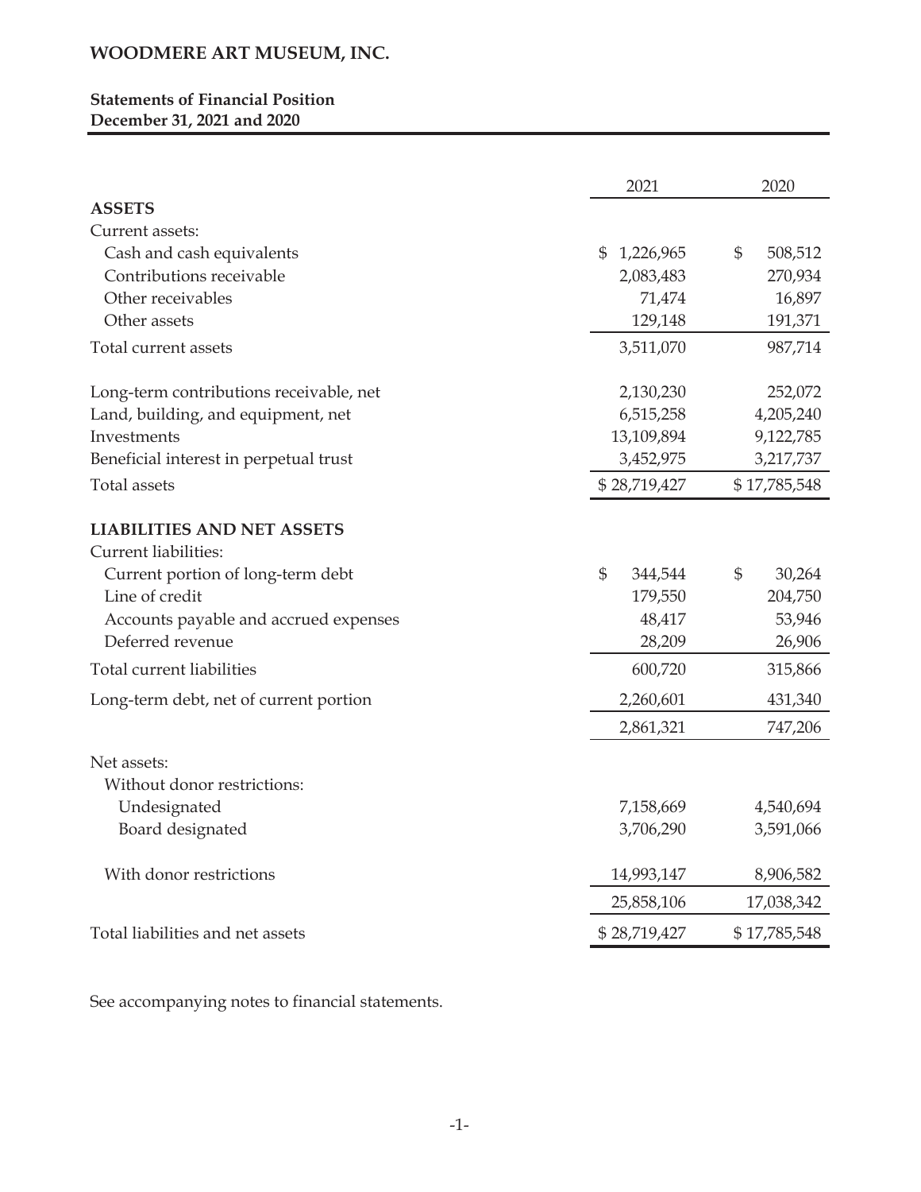# WOODMERE ART MUSEUM, INC.

**Statements of Financial Position**
**December 31, 2021 and 2020**

| | 2021 | 2020 |
|---|---|---|
| **ASSETS** | | |
| Current assets: | | |
| Cash and cash equivalents | $ 1,226,965 | $ 508,512 |
| Contributions receivable | 2,083,483 | 270,934 |
| Other receivables | 71,474 | 16,897 |
| Other assets | 129,148 | 191,371 |
| Total current assets | 3,511,070 | 987,714 |
| Long-term contributions receivable, net | 2,130,230 | 252,072 |
| Land, building, and equipment, net | 6,515,258 | 4,205,240 |
| Investments | 13,109,894 | 9,122,785 |
| Beneficial interest in perpetual trust | 3,452,975 | 3,217,737 |
| Total assets | $ 28,719,427 | $ 17,785,548 |
| **LIABILITIES AND NET ASSETS** | | |
| Current liabilities: | | |
| Current portion of long-term debt | $ 344,544 | $ 30,264 |
| Line of credit | 179,550 | 204,750 |
| Accounts payable and accrued expenses | 48,417 | 53,946 |
| Deferred revenue | 28,209 | 26,906 |
| Total current liabilities | 600,720 | 315,866 |
| Long-term debt, net of current portion | 2,260,601 | 431,340 |
| | 2,861,321 | 747,206 |
| Net assets: | | |
| Without donor restrictions: | | |
| Undesignated | 7,158,669 | 4,540,694 |
| Board designated | 3,706,290 | 3,591,066 |
| With donor restrictions | 14,993,147 | 8,906,582 |
| | 25,858,106 | 17,038,342 |
| Total liabilities and net assets | $ 28,719,427 | $ 17,785,548 |

See accompanying notes to financial statements.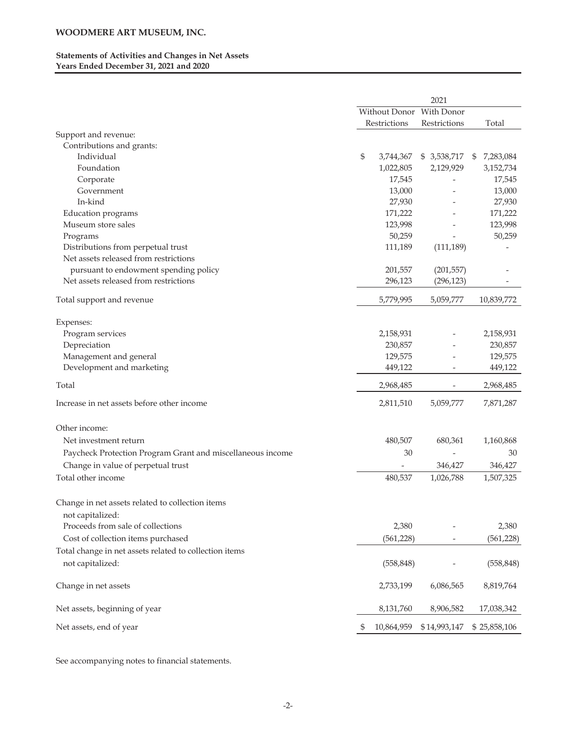# WOODMERE ART MUSEUM, INC.

**Statements of Activities and Changes in Net Assets**
**Years Ended December 31, 2021 and 2020**

| | 2021 | | |
|---|---|---|---|
| | Without Donor Restrictions | With Donor Restrictions | Total |
| Support and revenue: | | | |
| Contributions and grants: | | | |
| Individual | $ 3,744,367 | $ 3,538,717 | $ 7,283,084 |
| Foundation | 1,022,805 | 2,129,929 | 3,152,734 |
| Corporate | 17,545 | - | 17,545 |
| Government | 13,000 | - | 13,000 |
| In-kind | 27,930 | - | 27,930 |
| Education programs | 171,222 | - | 171,222 |
| Museum store sales | 123,998 | - | 123,998 |
| Programs | 50,259 | - | 50,259 |
| Distributions from perpetual trust | 111,189 | (111,189) | - |
| Net assets released from restrictions pursuant to endowment spending policy | 201,557 | (201,557) | - |
| Net assets released from restrictions | 296,123 | (296,123) | - |
| Total support and revenue | 5,779,995 | 5,059,777 | 10,839,772 |
| Expenses: | | | |
| Program services | 2,158,931 | - | 2,158,931 |
| Depreciation | 230,857 | - | 230,857 |
| Management and general | 129,575 | - | 129,575 |
| Development and marketing | 449,122 | - | 449,122 |
| Total | 2,968,485 | - | 2,968,485 |
| Increase in net assets before other income | 2,811,510 | 5,059,777 | 7,871,287 |
| Other income: | | | |
| Net investment return | 480,507 | 680,361 | 1,160,868 |
| Paycheck Protection Program Grant and miscellaneous income | 30 | - | 30 |
| Change in value of perpetual trust | - | 346,427 | 346,427 |
| Total other income | 480,537 | 1,026,788 | 1,507,325 |
| Change in net assets related to collection items not capitalized: | | | |
| Proceeds from sale of collections | 2,380 | - | 2,380 |
| Cost of collection items purchased | (561,228) | - | (561,228) |
| Total change in net assets related to collection items not capitalized: | (558,848) | - | (558,848) |
| Change in net assets | 2,733,199 | 6,086,565 | 8,819,764 |
| Net assets, beginning of year | 8,131,760 | 8,906,582 | 17,038,342 |
| Net assets, end of year | $ 10,864,959 | $ 14,993,147 | $ 25,858,106 |

See accompanying notes to financial statements.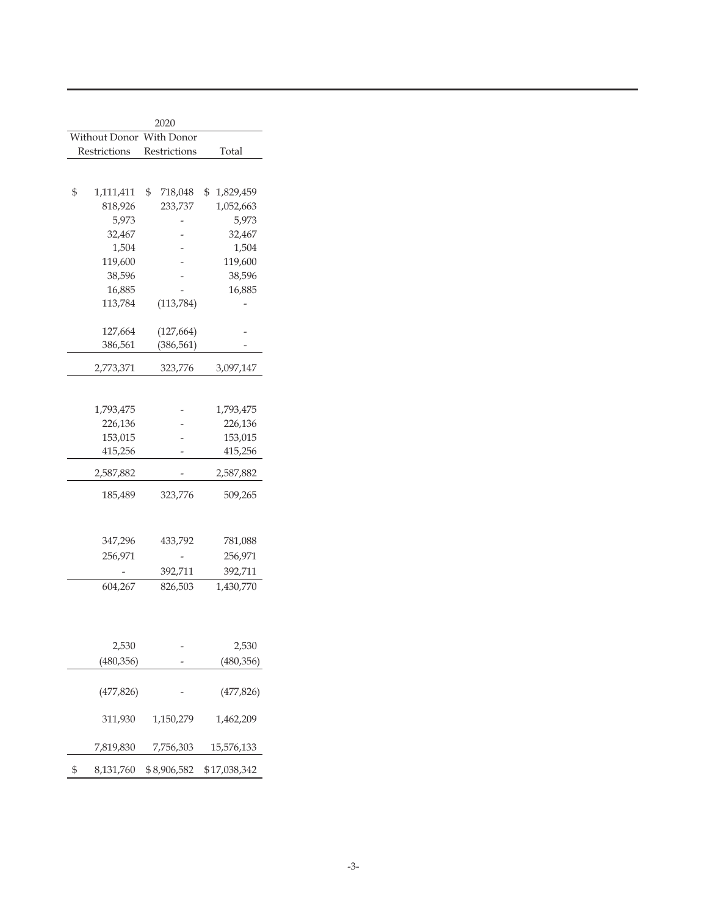| 2020 | | |
|---|---|---|
| Without Donor Restrictions | With Donor Restrictions | Total |
| | | |
| $ 1,111,411 | $ 718,048 | $ 1,829,459 |
| 818,926 | 233,737 | 1,052,663 |
| 5,973 | - | 5,973 |
| 32,467 | - | 32,467 |
| 1,504 | - | 1,504 |
| 119,600 | - | 119,600 |
| 38,596 | - | 38,596 |
| 16,885 | - | 16,885 |
| 113,784 | (113,784) | - |
| 127,664 | (127,664) | - |
| 386,561 | (386,561) | - |
| 2,773,371 | 323,776 | 3,097,147 |
| | | |
| 1,793,475 | - | 1,793,475 |
| 226,136 | - | 226,136 |
| 153,015 | - | 153,015 |
| 415,256 | - | 415,256 |
| 2,587,882 | - | 2,587,882 |
| 185,489 | 323,776 | 509,265 |
| | | |
| 347,296 | 433,792 | 781,088 |
| 256,971 | - | 256,971 |
| - | 392,711 | 392,711 |
| 604,267 | 826,503 | 1,430,770 |
| | | |
| 2,530 | - | 2,530 |
| (480,356) | - | (480,356) |
| (477,826) | - | (477,826) |
| 311,930 | 1,150,279 | 1,462,209 |
| 7,819,830 | 7,756,303 | 15,576,133 |
| $ 8,131,760 | $ 8,906,582 | $ 17,038,342 |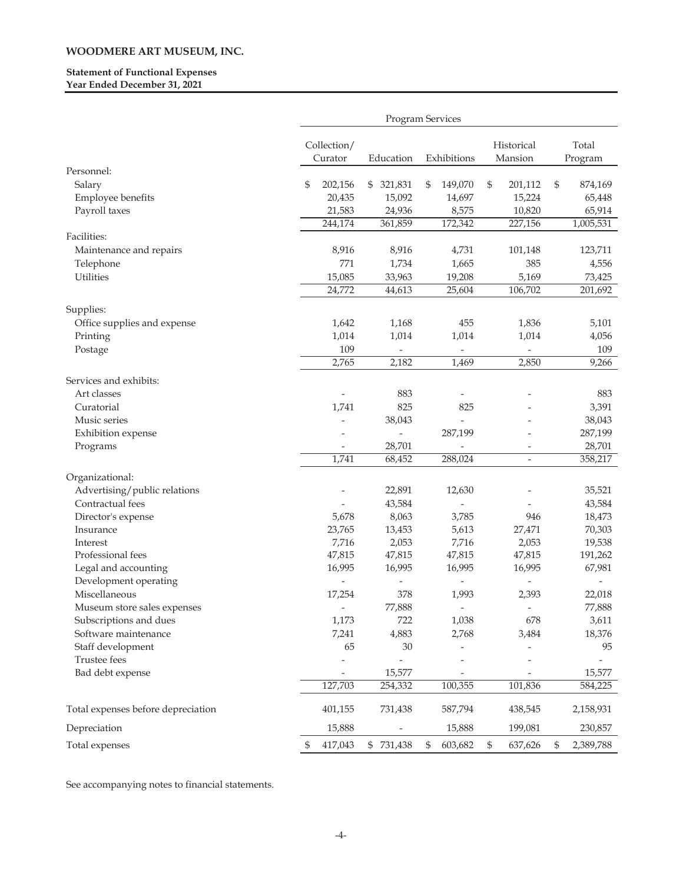**WOODMERE ART MUSEUM, INC.**

**Statement of Functional Expenses**
**Year Ended December 31, 2021**

| | Program Services | | | | |
|---|---|---|---|---|---|
| | Collection/ Curator | Education | Exhibitions | Historical Mansion | Total Program |
| Personnel: | | | | | |
| Salary | $ 202,156 | $ 321,831 | $ 149,070 | $ 201,112 | $ 874,169 |
| Employee benefits | 20,435 | 15,092 | 14,697 | 15,224 | 65,448 |
| Payroll taxes | 21,583 | 24,936 | 8,575 | 10,820 | 65,914 |
| | 244,174 | 361,859 | 172,342 | 227,156 | 1,005,531 |
| Facilities: | | | | | |
| Maintenance and repairs | 8,916 | 8,916 | 4,731 | 101,148 | 123,711 |
| Telephone | 771 | 1,734 | 1,665 | 385 | 4,556 |
| Utilities | 15,085 | 33,963 | 19,208 | 5,169 | 73,425 |
| | 24,772 | 44,613 | 25,604 | 106,702 | 201,692 |
| Supplies: | | | | | |
| Office supplies and expense | 1,642 | 1,168 | 455 | 1,836 | 5,101 |
| Printing | 1,014 | 1,014 | 1,014 | 1,014 | 4,056 |
| Postage | 109 | - | - | - | 109 |
| | 2,765 | 2,182 | 1,469 | 2,850 | 9,266 |
| Services and exhibits: | | | | | |
| Art classes | - | 883 | - | - | 883 |
| Curatorial | 1,741 | 825 | 825 | - | 3,391 |
| Music series | - | 38,043 | - | - | 38,043 |
| Exhibition expense | - | - | 287,199 | - | 287,199 |
| Programs | - | 28,701 | - | - | 28,701 |
| | 1,741 | 68,452 | 288,024 | - | 358,217 |
| Organizational: | | | | | |
| Advertising/public relations | - | 22,891 | 12,630 | - | 35,521 |
| Contractual fees | - | 43,584 | - | - | 43,584 |
| Director's expense | 5,678 | 8,063 | 3,785 | 946 | 18,473 |
| Insurance | 23,765 | 13,453 | 5,613 | 27,471 | 70,303 |
| Interest | 7,716 | 2,053 | 7,716 | 2,053 | 19,538 |
| Professional fees | 47,815 | 47,815 | 47,815 | 47,815 | 191,262 |
| Legal and accounting | 16,995 | 16,995 | 16,995 | 16,995 | 67,981 |
| Development operating | - | - | - | - | - |
| Miscellaneous | 17,254 | 378 | 1,993 | 2,393 | 22,018 |
| Museum store sales expenses | - | 77,888 | - | - | 77,888 |
| Subscriptions and dues | 1,173 | 722 | 1,038 | 678 | 3,611 |
| Software maintenance | 7,241 | 4,883 | 2,768 | 3,484 | 18,376 |
| Staff development | 65 | 30 | - | - | 95 |
| Trustee fees | - | - | - | - | - |
| Bad debt expense | - | 15,577 | - | - | 15,577 |
| | 127,703 | 254,332 | 100,355 | 101,836 | 584,225 |
| Total expenses before depreciation | 401,155 | 731,438 | 587,794 | 438,545 | 2,158,931 |
| Depreciation | 15,888 | - | 15,888 | 199,081 | 230,857 |
| Total expenses | $ 417,043 | $ 731,438 | $ 603,682 | $ 637,626 | $ 2,389,788 |

See accompanying notes to financial statements.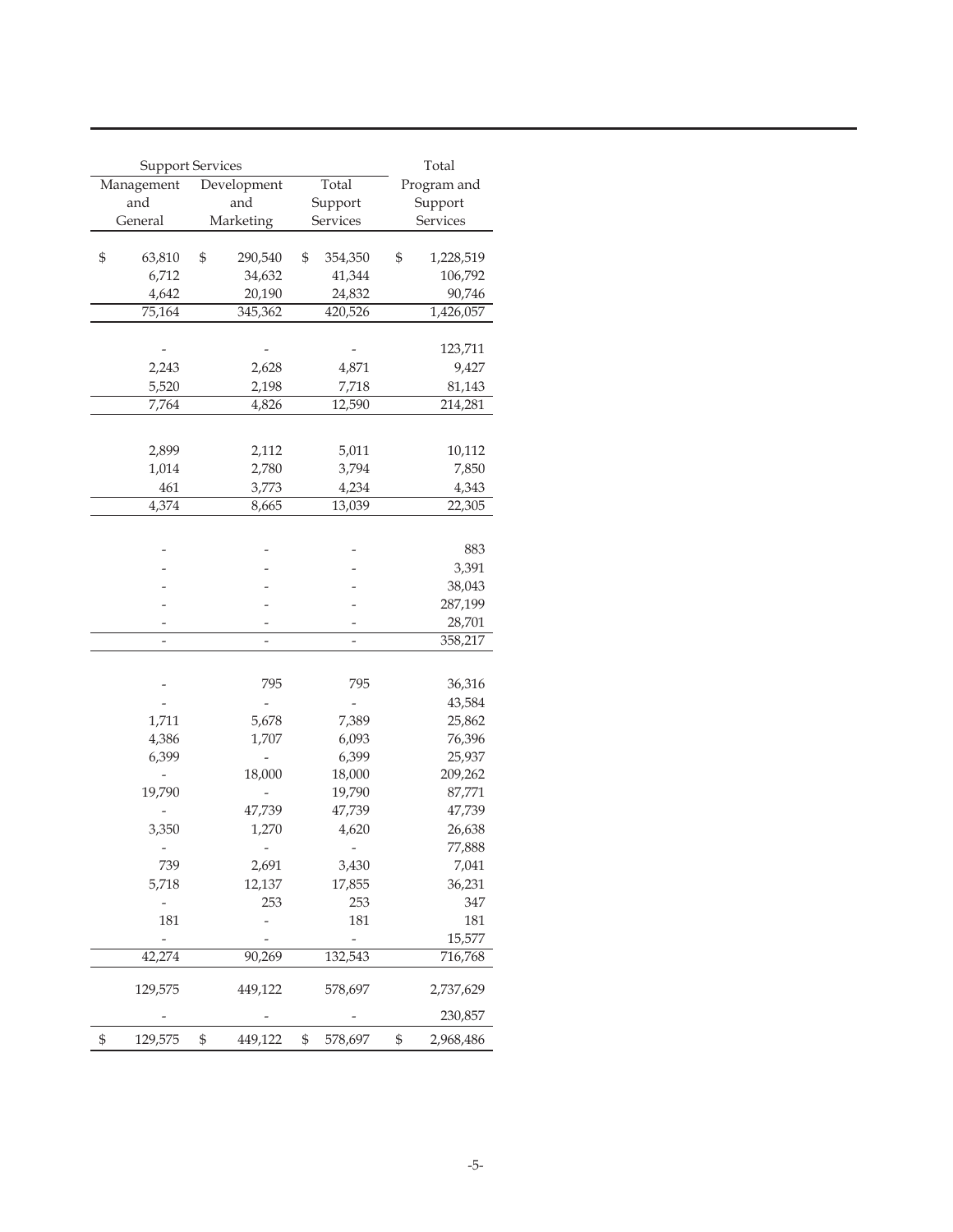| Support Services | | | Total |
|---|---|---|---|
| Management and General | Development and Marketing | Total Support Services | Program and Support Services |
| $ 63,810 | $ 290,540 | $ 354,350 | $ 1,228,519 |
| 6,712 | 34,632 | 41,344 | 106,792 |
| 4,642 | 20,190 | 24,832 | 90,746 |
| 75,164 | 345,362 | 420,526 | 1,426,057 |
| | | | |
| - | - | - | 123,711 |
| 2,243 | 2,628 | 4,871 | 9,427 |
| 5,520 | 2,198 | 7,718 | 81,143 |
| 7,764 | 4,826 | 12,590 | 214,281 |
| | | | |
| 2,899 | 2,112 | 5,011 | 10,112 |
| 1,014 | 2,780 | 3,794 | 7,850 |
| 461 | 3,773 | 4,234 | 4,343 |
| 4,374 | 8,665 | 13,039 | 22,305 |
| | | | |
| - | - | - | 883 |
| - | - | - | 3,391 |
| - | - | - | 38,043 |
| - | - | - | 287,199 |
| - | - | - | 28,701 |
| - | - | - | 358,217 |
| | | | |
| - | 795 | 795 | 36,316 |
| - | - | - | 43,584 |
| 1,711 | 5,678 | 7,389 | 25,862 |
| 4,386 | 1,707 | 6,093 | 76,396 |
| 6,399 | - | 6,399 | 25,937 |
| - | 18,000 | 18,000 | 209,262 |
| 19,790 | - | 19,790 | 87,771 |
| - | 47,739 | 47,739 | 47,739 |
| 3,350 | 1,270 | 4,620 | 26,638 |
| - | - | - | 77,888 |
| 739 | 2,691 | 3,430 | 7,041 |
| 5,718 | 12,137 | 17,855 | 36,231 |
| - | 253 | 253 | 347 |
| 181 | - | 181 | 181 |
| - | - | - | 15,577 |
| 42,274 | 90,269 | 132,543 | 716,768 |
| | | | |
| 129,575 | 449,122 | 578,697 | 2,737,629 |
| - | - | - | 230,857 |
| $ 129,575 | $ 449,122 | $ 578,697 | $ 2,968,486 |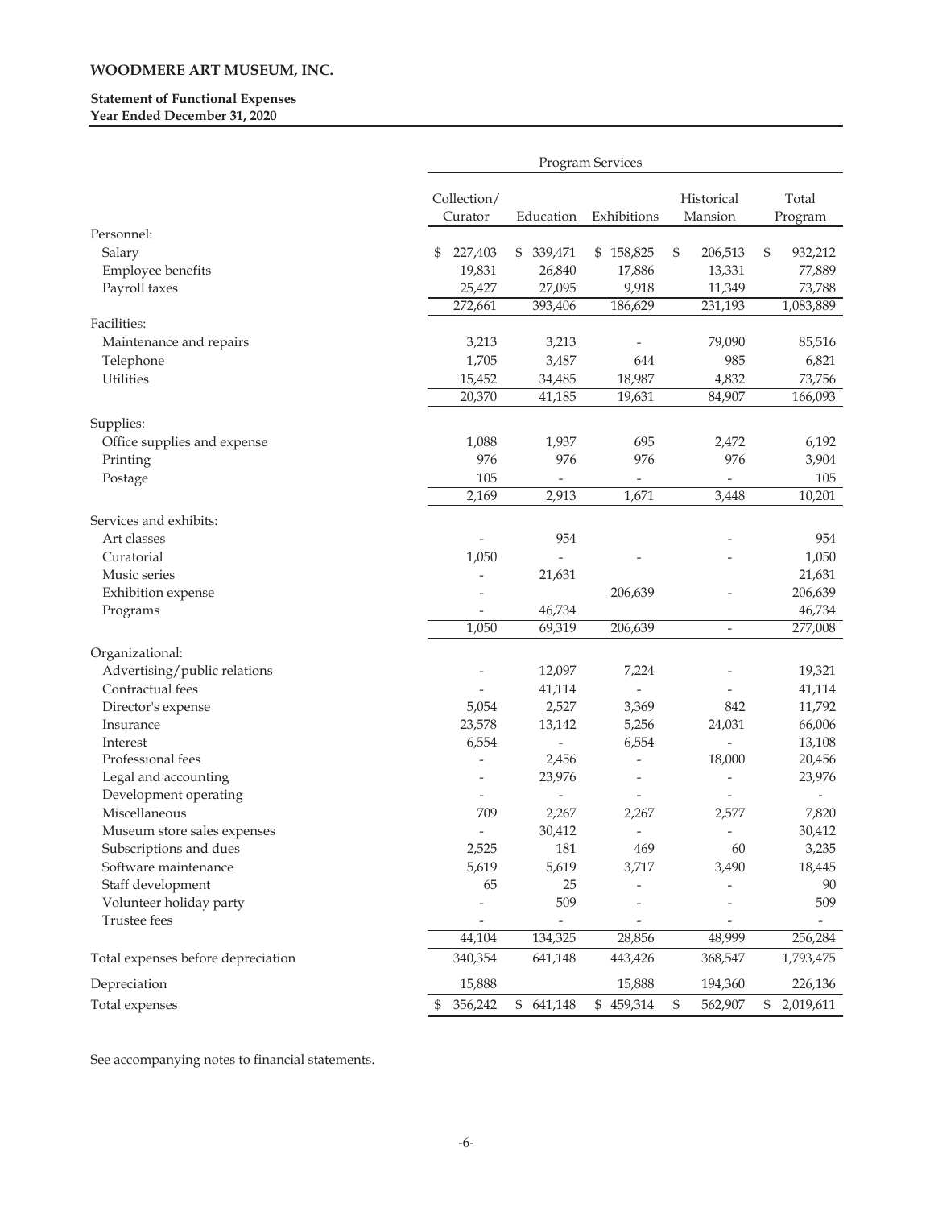# WOODMERE ART MUSEUM, INC.

**Statement of Functional Expenses**
**Year Ended December 31, 2020**

| | Program Services | | | | |
|---|---|---|---|---|---|
| | Collection/ Curator | Education | Exhibitions | Historical Mansion | Total Program |
| Personnel: | | | | | |
| Salary | $ 227,403 | $ 339,471 | $ 158,825 | $ 206,513 | $ 932,212 |
| Employee benefits | 19,831 | 26,840 | 17,886 | 13,331 | 77,889 |
| Payroll taxes | 25,427 | 27,095 | 9,918 | 11,349 | 73,788 |
| | 272,661 | 393,406 | 186,629 | 231,193 | 1,083,889 |
| Facilities: | | | | | |
| Maintenance and repairs | 3,213 | 3,213 | - | 79,090 | 85,516 |
| Telephone | 1,705 | 3,487 | 644 | 985 | 6,821 |
| Utilities | 15,452 | 34,485 | 18,987 | 4,832 | 73,756 |
| | 20,370 | 41,185 | 19,631 | 84,907 | 166,093 |
| Supplies: | | | | | |
| Office supplies and expense | 1,088 | 1,937 | 695 | 2,472 | 6,192 |
| Printing | 976 | 976 | 976 | 976 | 3,904 |
| Postage | 105 | - | - | - | 105 |
| | 2,169 | 2,913 | 1,671 | 3,448 | 10,201 |
| Services and exhibits: | | | | | |
| Art classes | - | 954 | | - | 954 |
| Curatorial | 1,050 | - | - | - | 1,050 |
| Music series | - | 21,631 | | - | 21,631 |
| Exhibition expense | - | | 206,639 | - | 206,639 |
| Programs | - | 46,734 | | | 46,734 |
| | 1,050 | 69,319 | 206,639 | - | 277,008 |
| Organizational: | | | | | |
| Advertising/public relations | - | 12,097 | 7,224 | - | 19,321 |
| Contractual fees | - | 41,114 | - | - | 41,114 |
| Director's expense | 5,054 | 2,527 | 3,369 | 842 | 11,792 |
| Insurance | 23,578 | 13,142 | 5,256 | 24,031 | 66,006 |
| Interest | 6,554 | - | 6,554 | - | 13,108 |
| Professional fees | - | 2,456 | - | 18,000 | 20,456 |
| Legal and accounting | - | 23,976 | - | - | 23,976 |
| Development operating | - | - | - | - | - |
| Miscellaneous | 709 | 2,267 | 2,267 | 2,577 | 7,820 |
| Museum store sales expenses | - | 30,412 | - | - | 30,412 |
| Subscriptions and dues | 2,525 | 181 | 469 | 60 | 3,235 |
| Software maintenance | 5,619 | 5,619 | 3,717 | 3,490 | 18,445 |
| Staff development | 65 | 25 | - | - | 90 |
| Volunteer holiday party | - | 509 | - | - | 509 |
| Trustee fees | - | - | - | - | - |
| | 44,104 | 134,325 | 28,856 | 48,999 | 256,284 |
| Total expenses before depreciation | 340,354 | 641,148 | 443,426 | 368,547 | 1,793,475 |
| Depreciation | 15,888 | | 15,888 | 194,360 | 226,136 |
| Total expenses | $ 356,242 | $ 641,148 | $ 459,314 | $ 562,907 | $ 2,019,611 |

See accompanying notes to financial statements.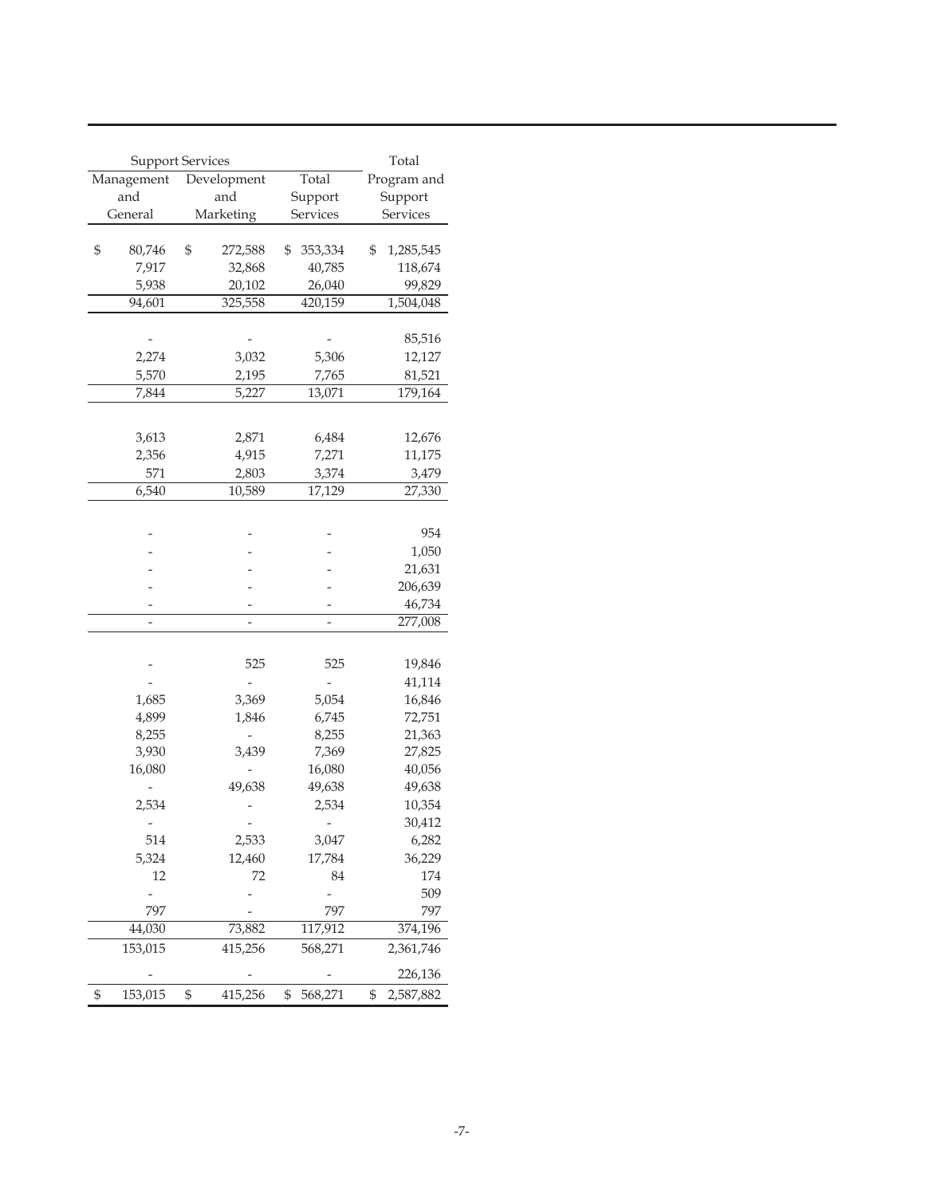| Support Services | | | Total |
|---|---|---|---|
| Management and General | Development and Marketing | Total Support Services | Total Program and Support Services |
| $ 80,746 | $ 272,588 | $ 353,334 | $ 1,285,545 |
| 7,917 | 32,868 | 40,785 | 118,674 |
| 5,938 | 20,102 | 26,040 | 99,829 |
| 94,601 | 325,558 | 420,159 | 1,504,048 |
| | | | |
| - | - | - | 85,516 |
| 2,274 | 3,032 | 5,306 | 12,127 |
| 5,570 | 2,195 | 7,765 | 81,521 |
| 7,844 | 5,227 | 13,071 | 179,164 |
| | | | |
| 3,613 | 2,871 | 6,484 | 12,676 |
| 2,356 | 4,915 | 7,271 | 11,175 |
| 571 | 2,803 | 3,374 | 3,479 |
| 6,540 | 10,589 | 17,129 | 27,330 |
| | | | |
| - | - | - | 954 |
| - | - | - | 1,050 |
| - | - | - | 21,631 |
| - | - | - | 206,639 |
| - | - | - | 46,734 |
| - | - | - | 277,008 |
| | | | |
| - | 525 | 525 | 19,846 |
| - | - | - | 41,114 |
| 1,685 | 3,369 | 5,054 | 16,846 |
| 4,899 | 1,846 | 6,745 | 72,751 |
| 8,255 | - | 8,255 | 21,363 |
| 3,930 | 3,439 | 7,369 | 27,825 |
| 16,080 | - | 16,080 | 40,056 |
| - | 49,638 | 49,638 | 49,638 |
| 2,534 | - | 2,534 | 10,354 |
| - | - | - | 30,412 |
| 514 | 2,533 | 3,047 | 6,282 |
| 5,324 | 12,460 | 17,784 | 36,229 |
| 12 | 72 | 84 | 174 |
| - | - | - | 509 |
| 797 | - | 797 | 797 |
| 44,030 | 73,882 | 117,912 | 374,196 |
| 153,015 | 415,256 | 568,271 | 2,361,746 |
| - | - | - | 226,136 |
| $ 153,015 | $ 415,256 | $ 568,271 | $ 2,587,882 |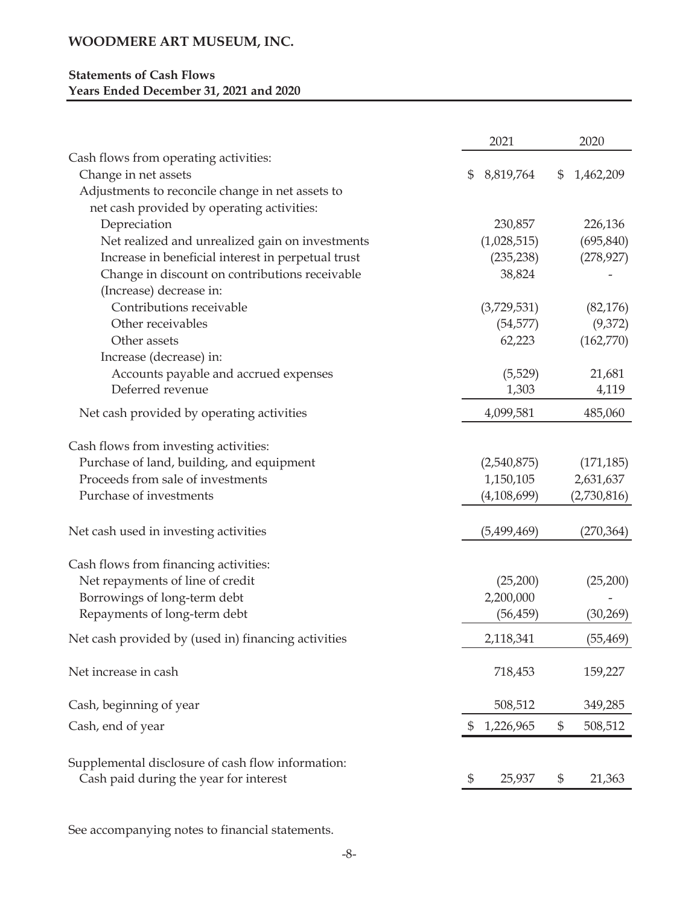# WOODMERE ART MUSEUM, INC.

**Statements of Cash Flows**
**Years Ended December 31, 2021 and 2020**

| | 2021 | 2020 |
|---|---|---|
| Cash flows from operating activities: | | |
| Change in net assets | $ 8,819,764 | $ 1,462,209 |
| Adjustments to reconcile change in net assets to net cash provided by operating activities: | | |
| Depreciation | 230,857 | 226,136 |
| Net realized and unrealized gain on investments | (1,028,515) | (695,840) |
| Increase in beneficial interest in perpetual trust | (235,238) | (278,927) |
| Change in discount on contributions receivable | 38,824 | - |
| (Increase) decrease in: | | |
| Contributions receivable | (3,729,531) | (82,176) |
| Other receivables | (54,577) | (9,372) |
| Other assets | 62,223 | (162,770) |
| Increase (decrease) in: | | |
| Accounts payable and accrued expenses | (5,529) | 21,681 |
| Deferred revenue | 1,303 | 4,119 |
| Net cash provided by operating activities | 4,099,581 | 485,060 |
| Cash flows from investing activities: | | |
| Purchase of land, building, and equipment | (2,540,875) | (171,185) |
| Proceeds from sale of investments | 1,150,105 | 2,631,637 |
| Purchase of investments | (4,108,699) | (2,730,816) |
| Net cash used in investing activities | (5,499,469) | (270,364) |
| Cash flows from financing activities: | | |
| Net repayments of line of credit | (25,200) | (25,200) |
| Borrowings of long-term debt | 2,200,000 | - |
| Repayments of long-term debt | (56,459) | (30,269) |
| Net cash provided by (used in) financing activities | 2,118,341 | (55,469) |
| Net increase in cash | 718,453 | 159,227 |
| Cash, beginning of year | 508,512 | 349,285 |
| Cash, end of year | $ 1,226,965 | $ 508,512 |
| Supplemental disclosure of cash flow information: | | |
| Cash paid during the year for interest | $ 25,937 | $ 21,363 |

See accompanying notes to financial statements.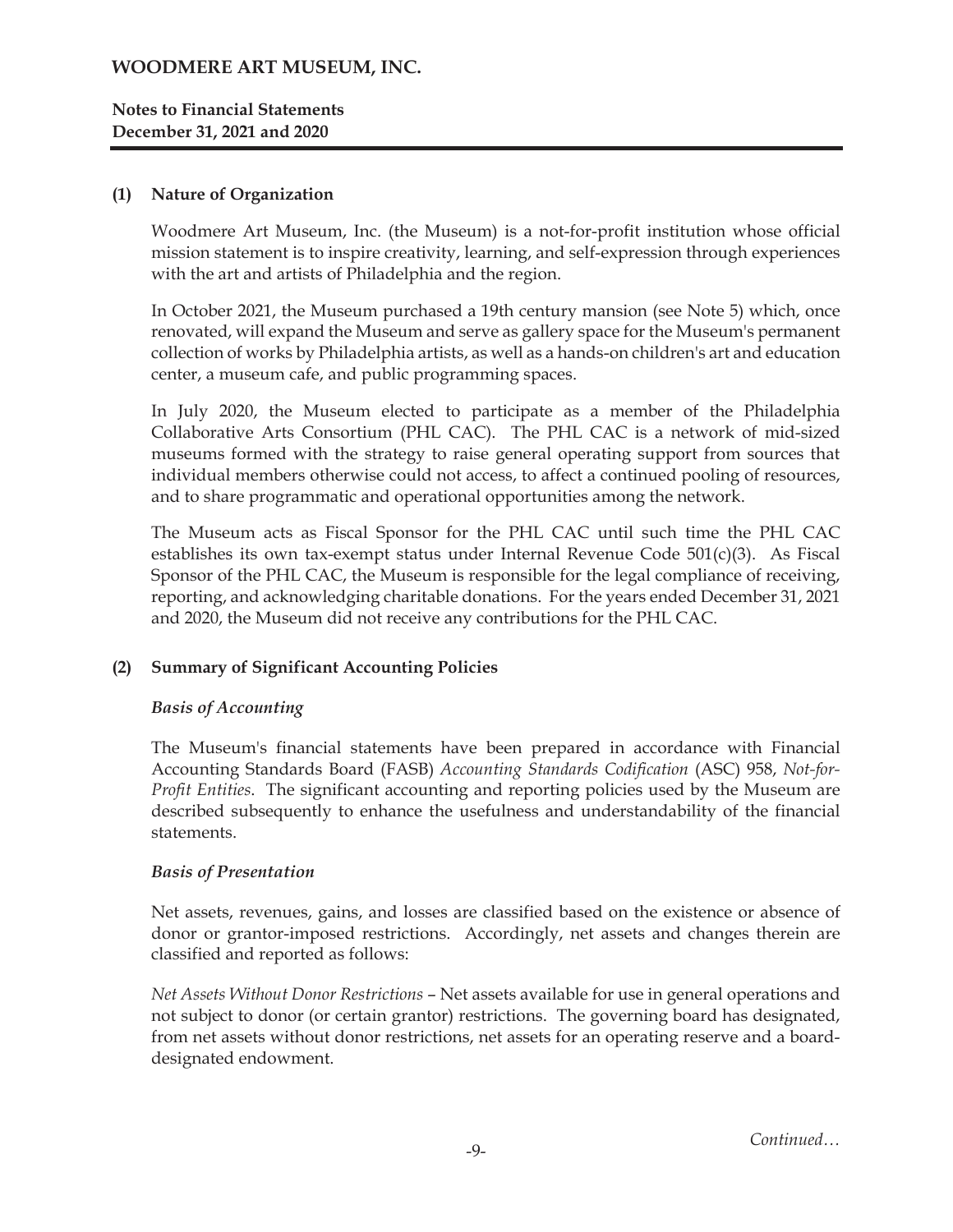## (1) Nature of Organization

Woodmere Art Museum, Inc. (the Museum) is a not-for-profit institution whose official mission statement is to inspire creativity, learning, and self-expression through experiences with the art and artists of Philadelphia and the region.

In October 2021, the Museum purchased a 19th century mansion (see Note 5) which, once renovated, will expand the Museum and serve as gallery space for the Museum's permanent collection of works by Philadelphia artists, as well as a hands-on children's art and education center, a museum cafe, and public programming spaces.

In July 2020, the Museum elected to participate as a member of the Philadelphia Collaborative Arts Consortium (PHL CAC). The PHL CAC is a network of mid-sized museums formed with the strategy to raise general operating support from sources that individual members otherwise could not access, to affect a continued pooling of resources, and to share programmatic and operational opportunities among the network.

The Museum acts as Fiscal Sponsor for the PHL CAC until such time the PHL CAC establishes its own tax-exempt status under Internal Revenue Code 501(c)(3). As Fiscal Sponsor of the PHL CAC, the Museum is responsible for the legal compliance of receiving, reporting, and acknowledging charitable donations. For the years ended December 31, 2021 and 2020, the Museum did not receive any contributions for the PHL CAC.

## (2) Summary of Significant Accounting Policies

### *Basis of Accounting*

The Museum's financial statements have been prepared in accordance with Financial Accounting Standards Board (FASB) *Accounting Standards Codification* (ASC) 958, *Not-for-Profit Entities*. The significant accounting and reporting policies used by the Museum are described subsequently to enhance the usefulness and understandability of the financial statements.

### *Basis of Presentation*

Net assets, revenues, gains, and losses are classified based on the existence or absence of donor or grantor-imposed restrictions. Accordingly, net assets and changes therein are classified and reported as follows:

*Net Assets Without Donor Restrictions* – Net assets available for use in general operations and not subject to donor (or certain grantor) restrictions. The governing board has designated, from net assets without donor restrictions, net assets for an operating reserve and a board-designated endowment.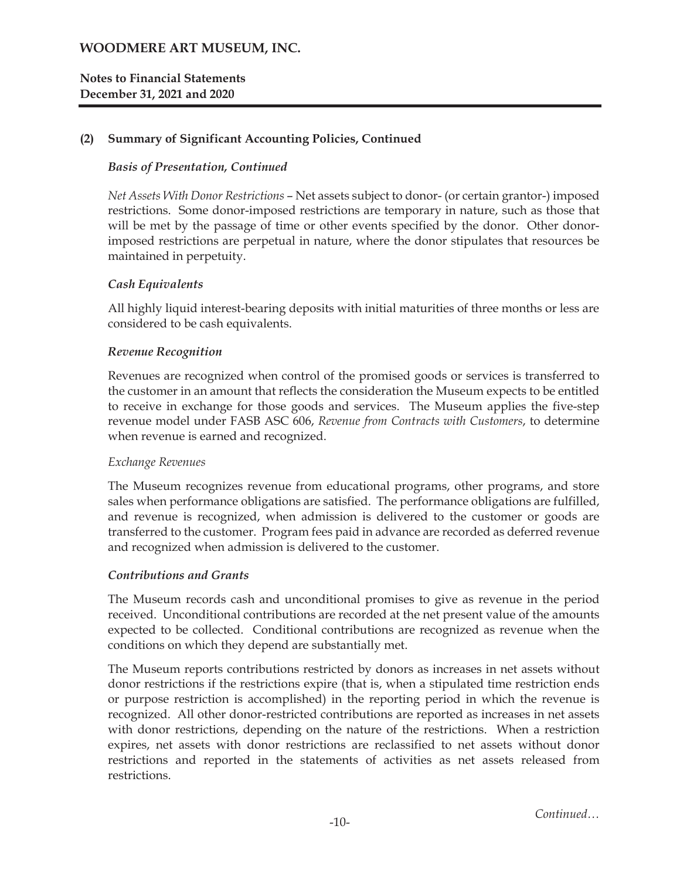## (2) Summary of Significant Accounting Policies, Continued

### *Basis of Presentation, Continued*

*Net Assets With Donor Restrictions* – Net assets subject to donor- (or certain grantor-) imposed restrictions. Some donor-imposed restrictions are temporary in nature, such as those that will be met by the passage of time or other events specified by the donor. Other donor-imposed restrictions are perpetual in nature, where the donor stipulates that resources be maintained in perpetuity.

### *Cash Equivalents*

All highly liquid interest-bearing deposits with initial maturities of three months or less are considered to be cash equivalents.

### *Revenue Recognition*

Revenues are recognized when control of the promised goods or services is transferred to the customer in an amount that reflects the consideration the Museum expects to be entitled to receive in exchange for those goods and services. The Museum applies the five-step revenue model under FASB ASC 606, *Revenue from Contracts with Customers*, to determine when revenue is earned and recognized.

*Exchange Revenues*

The Museum recognizes revenue from educational programs, other programs, and store sales when performance obligations are satisfied. The performance obligations are fulfilled, and revenue is recognized, when admission is delivered to the customer or goods are transferred to the customer. Program fees paid in advance are recorded as deferred revenue and recognized when admission is delivered to the customer.

### *Contributions and Grants*

The Museum records cash and unconditional promises to give as revenue in the period received. Unconditional contributions are recorded at the net present value of the amounts expected to be collected. Conditional contributions are recognized as revenue when the conditions on which they depend are substantially met.

The Museum reports contributions restricted by donors as increases in net assets without donor restrictions if the restrictions expire (that is, when a stipulated time restriction ends or purpose restriction is accomplished) in the reporting period in which the revenue is recognized. All other donor-restricted contributions are reported as increases in net assets with donor restrictions, depending on the nature of the restrictions. When a restriction expires, net assets with donor restrictions are reclassified to net assets without donor restrictions and reported in the statements of activities as net assets released from restrictions.

*Continued…*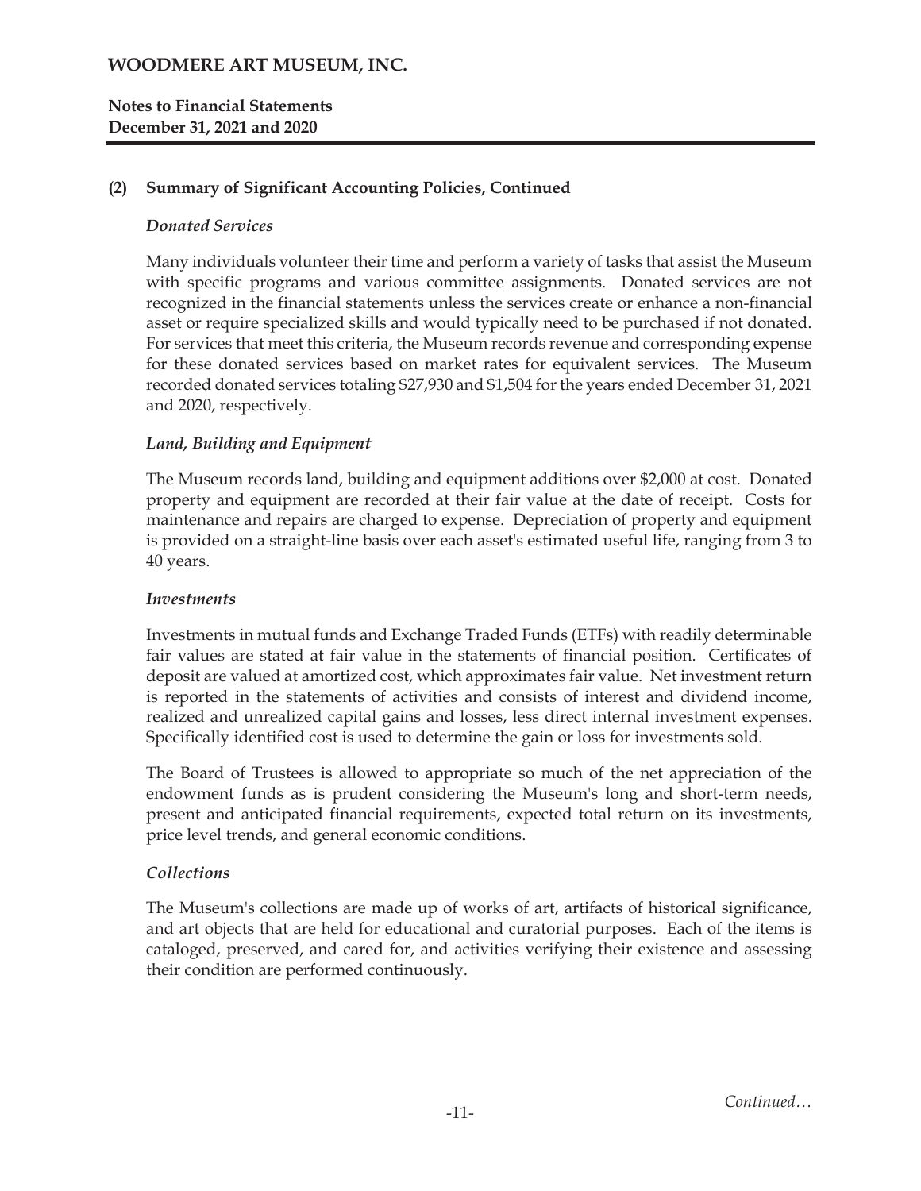## (2) Summary of Significant Accounting Policies, Continued

### *Donated Services*

Many individuals volunteer their time and perform a variety of tasks that assist the Museum with specific programs and various committee assignments. Donated services are not recognized in the financial statements unless the services create or enhance a non-financial asset or require specialized skills and would typically need to be purchased if not donated. For services that meet this criteria, the Museum records revenue and corresponding expense for these donated services based on market rates for equivalent services. The Museum recorded donated services totaling $27,930 and $1,504 for the years ended December 31, 2021 and 2020, respectively.

### *Land, Building and Equipment*

The Museum records land, building and equipment additions over $2,000 at cost. Donated property and equipment are recorded at their fair value at the date of receipt. Costs for maintenance and repairs are charged to expense. Depreciation of property and equipment is provided on a straight-line basis over each asset's estimated useful life, ranging from 3 to 40 years.

### *Investments*

Investments in mutual funds and Exchange Traded Funds (ETFs) with readily determinable fair values are stated at fair value in the statements of financial position. Certificates of deposit are valued at amortized cost, which approximates fair value. Net investment return is reported in the statements of activities and consists of interest and dividend income, realized and unrealized capital gains and losses, less direct internal investment expenses. Specifically identified cost is used to determine the gain or loss for investments sold.

The Board of Trustees is allowed to appropriate so much of the net appreciation of the endowment funds as is prudent considering the Museum's long and short-term needs, present and anticipated financial requirements, expected total return on its investments, price level trends, and general economic conditions.

### *Collections*

The Museum's collections are made up of works of art, artifacts of historical significance, and art objects that are held for educational and curatorial purposes. Each of the items is cataloged, preserved, and cared for, and activities verifying their existence and assessing their condition are performed continuously.

*Continued…*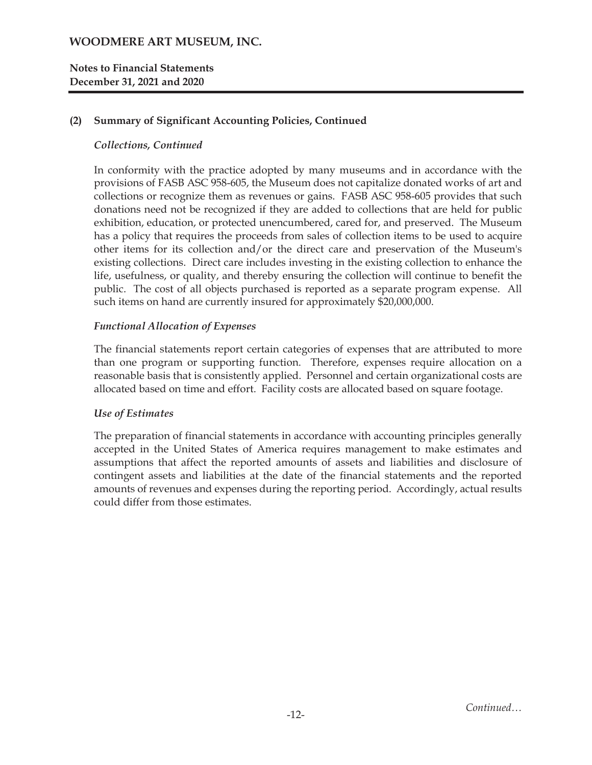## (2) Summary of Significant Accounting Policies, Continued

### *Collections, Continued*

In conformity with the practice adopted by many museums and in accordance with the provisions of FASB ASC 958-605, the Museum does not capitalize donated works of art and collections or recognize them as revenues or gains. FASB ASC 958-605 provides that such donations need not be recognized if they are added to collections that are held for public exhibition, education, or protected unencumbered, cared for, and preserved. The Museum has a policy that requires the proceeds from sales of collection items to be used to acquire other items for its collection and/or the direct care and preservation of the Museum's existing collections. Direct care includes investing in the existing collection to enhance the life, usefulness, or quality, and thereby ensuring the collection will continue to benefit the public. The cost of all objects purchased is reported as a separate program expense. All such items on hand are currently insured for approximately $20,000,000.

### *Functional Allocation of Expenses*

The financial statements report certain categories of expenses that are attributed to more than one program or supporting function. Therefore, expenses require allocation on a reasonable basis that is consistently applied. Personnel and certain organizational costs are allocated based on time and effort. Facility costs are allocated based on square footage.

### *Use of Estimates*

The preparation of financial statements in accordance with accounting principles generally accepted in the United States of America requires management to make estimates and assumptions that affect the reported amounts of assets and liabilities and disclosure of contingent assets and liabilities at the date of the financial statements and the reported amounts of revenues and expenses during the reporting period. Accordingly, actual results could differ from those estimates.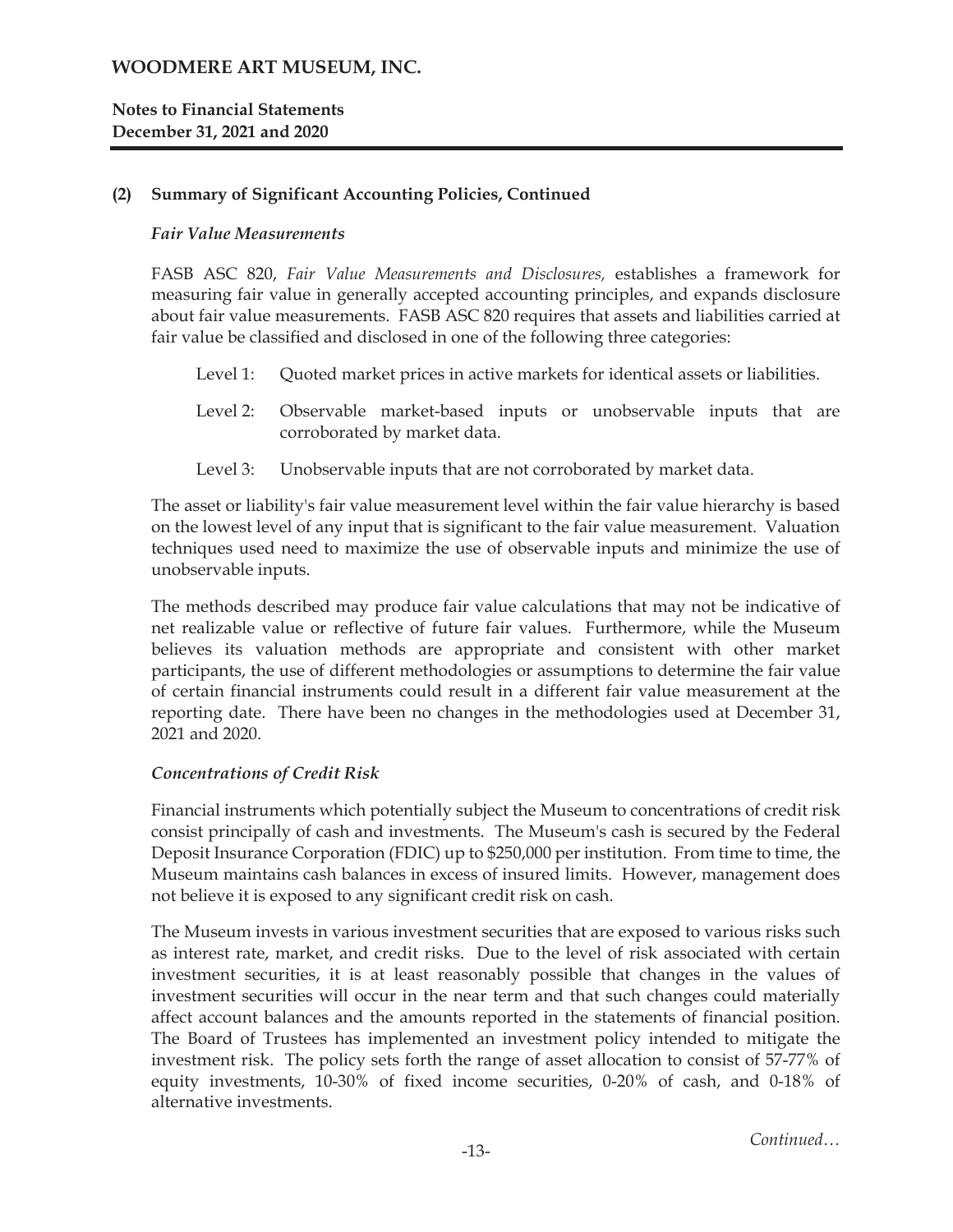## (2) Summary of Significant Accounting Policies, Continued

### *Fair Value Measurements*

FASB ASC 820, *Fair Value Measurements and Disclosures,* establishes a framework for measuring fair value in generally accepted accounting principles, and expands disclosure about fair value measurements. FASB ASC 820 requires that assets and liabilities carried at fair value be classified and disclosed in one of the following three categories:

- Level 1: Quoted market prices in active markets for identical assets or liabilities.
- Level 2: Observable market-based inputs or unobservable inputs that are corroborated by market data.
- Level 3: Unobservable inputs that are not corroborated by market data.

The asset or liability's fair value measurement level within the fair value hierarchy is based on the lowest level of any input that is significant to the fair value measurement. Valuation techniques used need to maximize the use of observable inputs and minimize the use of unobservable inputs.

The methods described may produce fair value calculations that may not be indicative of net realizable value or reflective of future fair values. Furthermore, while the Museum believes its valuation methods are appropriate and consistent with other market participants, the use of different methodologies or assumptions to determine the fair value of certain financial instruments could result in a different fair value measurement at the reporting date. There have been no changes in the methodologies used at December 31, 2021 and 2020.

### *Concentrations of Credit Risk*

Financial instruments which potentially subject the Museum to concentrations of credit risk consist principally of cash and investments. The Museum's cash is secured by the Federal Deposit Insurance Corporation (FDIC) up to $250,000 per institution. From time to time, the Museum maintains cash balances in excess of insured limits. However, management does not believe it is exposed to any significant credit risk on cash.

The Museum invests in various investment securities that are exposed to various risks such as interest rate, market, and credit risks. Due to the level of risk associated with certain investment securities, it is at least reasonably possible that changes in the values of investment securities will occur in the near term and that such changes could materially affect account balances and the amounts reported in the statements of financial position. The Board of Trustees has implemented an investment policy intended to mitigate the investment risk. The policy sets forth the range of asset allocation to consist of 57-77% of equity investments, 10-30% of fixed income securities, 0-20% of cash, and 0-18% of alternative investments.

*Continued…*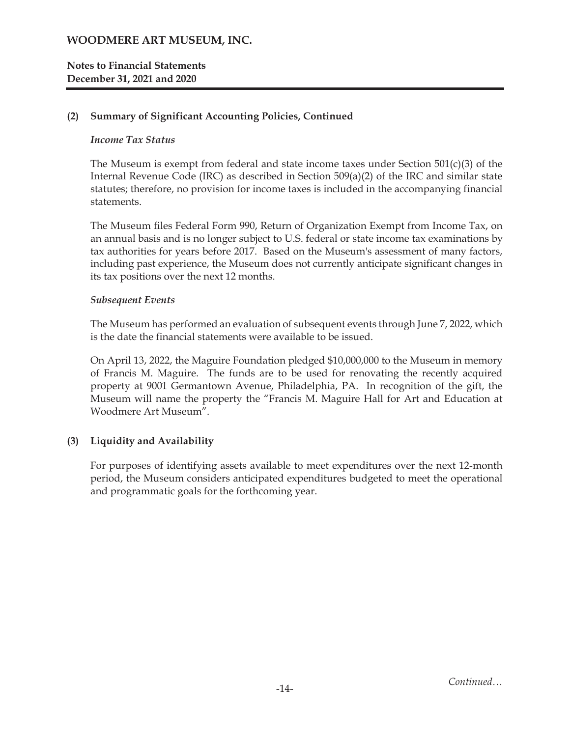## (2) Summary of Significant Accounting Policies, Continued

### *Income Tax Status*

The Museum is exempt from federal and state income taxes under Section 501(c)(3) of the Internal Revenue Code (IRC) as described in Section 509(a)(2) of the IRC and similar state statutes; therefore, no provision for income taxes is included in the accompanying financial statements.

The Museum files Federal Form 990, Return of Organization Exempt from Income Tax, on an annual basis and is no longer subject to U.S. federal or state income tax examinations by tax authorities for years before 2017. Based on the Museum's assessment of many factors, including past experience, the Museum does not currently anticipate significant changes in its tax positions over the next 12 months.

### *Subsequent Events*

The Museum has performed an evaluation of subsequent events through June 7, 2022, which is the date the financial statements were available to be issued.

On April 13, 2022, the Maguire Foundation pledged $10,000,000 to the Museum in memory of Francis M. Maguire. The funds are to be used for renovating the recently acquired property at 9001 Germantown Avenue, Philadelphia, PA. In recognition of the gift, the Museum will name the property the "Francis M. Maguire Hall for Art and Education at Woodmere Art Museum".

## (3) Liquidity and Availability

For purposes of identifying assets available to meet expenditures over the next 12-month period, the Museum considers anticipated expenditures budgeted to meet the operational and programmatic goals for the forthcoming year.

*Continued…*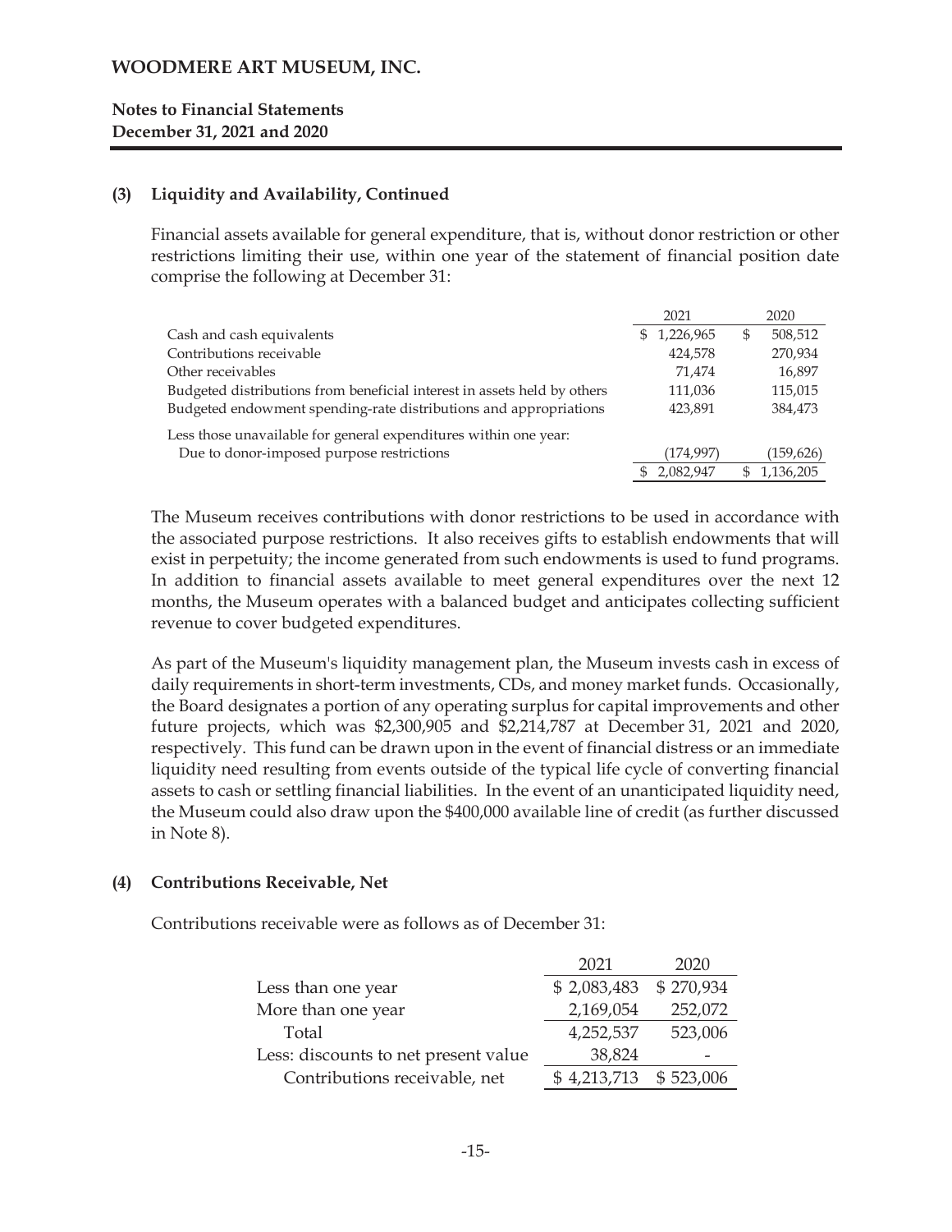# WOODMERE ART MUSEUM, INC.

**Notes to Financial Statements**
**December 31, 2021 and 2020**

## (3) Liquidity and Availability, Continued

Financial assets available for general expenditure, that is, without donor restriction or other restrictions limiting their use, within one year of the statement of financial position date comprise the following at December 31:

| | 2021 | 2020 |
|---|---|---|
| Cash and cash equivalents | $ 1,226,965 | $ 508,512 |
| Contributions receivable | 424,578 | 270,934 |
| Other receivables | 71,474 | 16,897 |
| Budgeted distributions from beneficial interest in assets held by others | 111,036 | 115,015 |
| Budgeted endowment spending-rate distributions and appropriations | 423,891 | 384,473 |
| Less those unavailable for general expenditures within one year: | | |
| Due to donor-imposed purpose restrictions | (174,997) | (159,626) |
| | $ 2,082,947 | $ 1,136,205 |

The Museum receives contributions with donor restrictions to be used in accordance with the associated purpose restrictions. It also receives gifts to establish endowments that will exist in perpetuity; the income generated from such endowments is used to fund programs. In addition to financial assets available to meet general expenditures over the next 12 months, the Museum operates with a balanced budget and anticipates collecting sufficient revenue to cover budgeted expenditures.

As part of the Museum's liquidity management plan, the Museum invests cash in excess of daily requirements in short-term investments, CDs, and money market funds. Occasionally, the Board designates a portion of any operating surplus for capital improvements and other future projects, which was $2,300,905 and $2,214,787 at December 31, 2021 and 2020, respectively. This fund can be drawn upon in the event of financial distress or an immediate liquidity need resulting from events outside of the typical life cycle of converting financial assets to cash or settling financial liabilities. In the event of an unanticipated liquidity need, the Museum could also draw upon the $400,000 available line of credit (as further discussed in Note 8).

## (4) Contributions Receivable, Net

Contributions receivable were as follows as of December 31:

| | 2021 | 2020 |
|---|---|---|
| Less than one year | $ 2,083,483 | $ 270,934 |
| More than one year | 2,169,054 | 252,072 |
| Total | 4,252,537 | 523,006 |
| Less: discounts to net present value | 38,824 | - |
| Contributions receivable, net | $ 4,213,713 | $ 523,006 |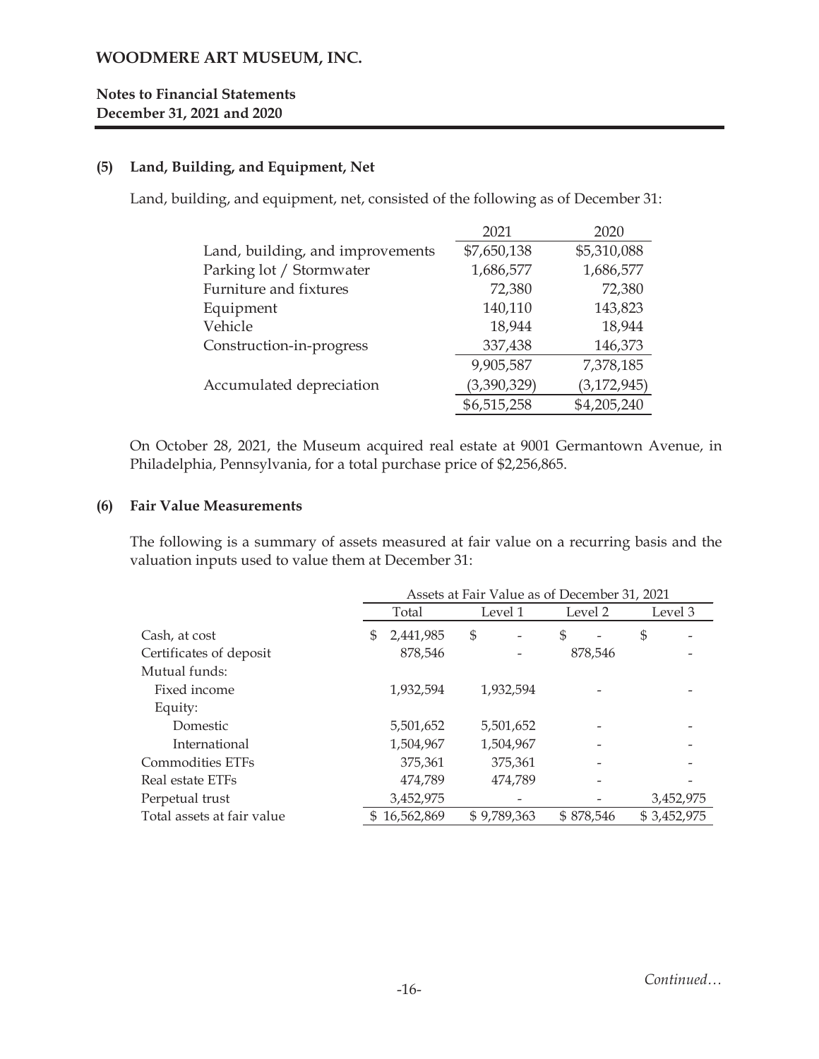## (5) Land, Building, and Equipment, Net

Land, building, and equipment, net, consisted of the following as of December 31:

| | 2021 | 2020 |
|---|---|---|
| Land, building, and improvements | $7,650,138 | $5,310,088 |
| Parking lot / Stormwater | 1,686,577 | 1,686,577 |
| Furniture and fixtures | 72,380 | 72,380 |
| Equipment | 140,110 | 143,823 |
| Vehicle | 18,944 | 18,944 |
| Construction-in-progress | 337,438 | 146,373 |
| | 9,905,587 | 7,378,185 |
| Accumulated depreciation | (3,390,329) | (3,172,945) |
| | $6,515,258 | $4,205,240 |

On October 28, 2021, the Museum acquired real estate at 9001 Germantown Avenue, in Philadelphia, Pennsylvania, for a total purchase price of $2,256,865.

## (6) Fair Value Measurements

The following is a summary of assets measured at fair value on a recurring basis and the valuation inputs used to value them at December 31:

| | Assets at Fair Value as of December 31, 2021 | | | |
|---|---|---|---|---|
| | Total | Level 1 | Level 2 | Level 3 |
| Cash, at cost | $ 2,441,985 | $ - | $ - | $ - |
| Certificates of deposit | 878,546 | - | 878,546 | - |
| Mutual funds: | | | | |
| Fixed income | 1,932,594 | 1,932,594 | - | - |
| Equity: | | | | |
| Domestic | 5,501,652 | 5,501,652 | - | - |
| International | 1,504,967 | 1,504,967 | - | - |
| Commodities ETFs | 375,361 | 375,361 | - | - |
| Real estate ETFs | 474,789 | 474,789 | - | - |
| Perpetual trust | 3,452,975 | - | - | 3,452,975 |
| Total assets at fair value | $ 16,562,869 | $ 9,789,363 | $ 878,546 | $ 3,452,975 |

*Continued…*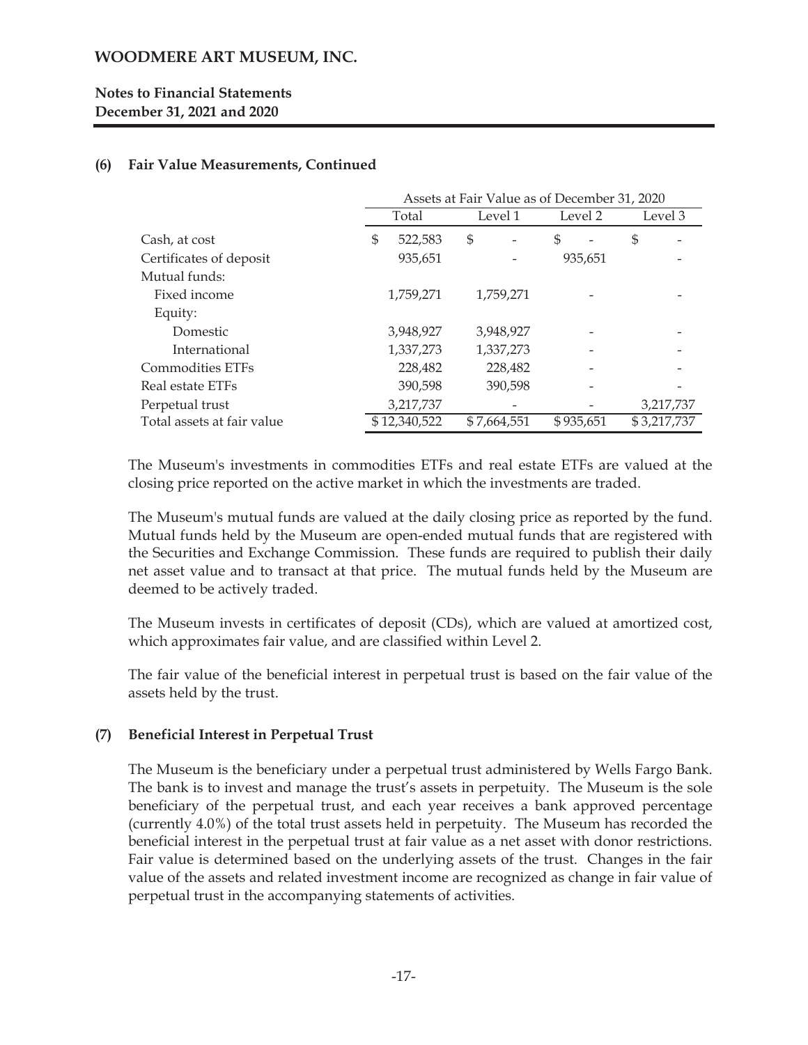### (6) Fair Value Measurements, Continued

| | Assets at Fair Value as of December 31, 2020 | | | |
|---|---|---|---|---|
| | Total | Level 1 | Level 2 | Level 3 |
| Cash, at cost | $ 522,583 | $ - | $ - | $ - |
| Certificates of deposit | 935,651 | - | 935,651 | - |
| Mutual funds: | | | | |
| Fixed income | 1,759,271 | 1,759,271 | - | - |
| Equity: | | | | |
| Domestic | 3,948,927 | 3,948,927 | - | - |
| International | 1,337,273 | 1,337,273 | - | - |
| Commodities ETFs | 228,482 | 228,482 | - | - |
| Real estate ETFs | 390,598 | 390,598 | - | - |
| Perpetual trust | 3,217,737 | - | - | 3,217,737 |
| Total assets at fair value | $ 12,340,522 | $ 7,664,551 | $ 935,651 | $ 3,217,737 |

The Museum's investments in commodities ETFs and real estate ETFs are valued at the closing price reported on the active market in which the investments are traded.

The Museum's mutual funds are valued at the daily closing price as reported by the fund. Mutual funds held by the Museum are open-ended mutual funds that are registered with the Securities and Exchange Commission. These funds are required to publish their daily net asset value and to transact at that price. The mutual funds held by the Museum are deemed to be actively traded.

The Museum invests in certificates of deposit (CDs), which are valued at amortized cost, which approximates fair value, and are classified within Level 2.

The fair value of the beneficial interest in perpetual trust is based on the fair value of the assets held by the trust.

### (7) Beneficial Interest in Perpetual Trust

The Museum is the beneficiary under a perpetual trust administered by Wells Fargo Bank. The bank is to invest and manage the trust's assets in perpetuity. The Museum is the sole beneficiary of the perpetual trust, and each year receives a bank approved percentage (currently 4.0%) of the total trust assets held in perpetuity. The Museum has recorded the beneficial interest in the perpetual trust at fair value as a net asset with donor restrictions. Fair value is determined based on the underlying assets of the trust. Changes in the fair value of the assets and related investment income are recognized as change in fair value of perpetual trust in the accompanying statements of activities.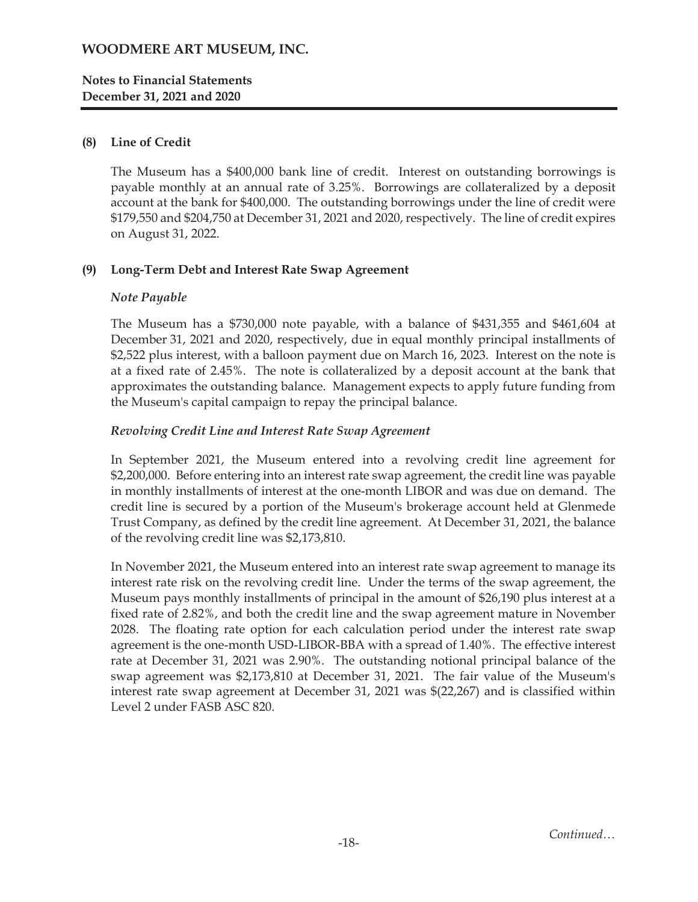## (8) Line of Credit

The Museum has a $400,000 bank line of credit. Interest on outstanding borrowings is payable monthly at an annual rate of 3.25%. Borrowings are collateralized by a deposit account at the bank for $400,000. The outstanding borrowings under the line of credit were $179,550 and $204,750 at December 31, 2021 and 2020, respectively. The line of credit expires on August 31, 2022.

## (9) Long-Term Debt and Interest Rate Swap Agreement

### *Note Payable*

The Museum has a $730,000 note payable, with a balance of $431,355 and $461,604 at December 31, 2021 and 2020, respectively, due in equal monthly principal installments of $2,522 plus interest, with a balloon payment due on March 16, 2023. Interest on the note is at a fixed rate of 2.45%. The note is collateralized by a deposit account at the bank that approximates the outstanding balance. Management expects to apply future funding from the Museum's capital campaign to repay the principal balance.

### *Revolving Credit Line and Interest Rate Swap Agreement*

In September 2021, the Museum entered into a revolving credit line agreement for $2,200,000. Before entering into an interest rate swap agreement, the credit line was payable in monthly installments of interest at the one-month LIBOR and was due on demand. The credit line is secured by a portion of the Museum's brokerage account held at Glenmede Trust Company, as defined by the credit line agreement. At December 31, 2021, the balance of the revolving credit line was $2,173,810.

In November 2021, the Museum entered into an interest rate swap agreement to manage its interest rate risk on the revolving credit line. Under the terms of the swap agreement, the Museum pays monthly installments of principal in the amount of $26,190 plus interest at a fixed rate of 2.82%, and both the credit line and the swap agreement mature in November 2028. The floating rate option for each calculation period under the interest rate swap agreement is the one-month USD-LIBOR-BBA with a spread of 1.40%. The effective interest rate at December 31, 2021 was 2.90%. The outstanding notional principal balance of the swap agreement was $2,173,810 at December 31, 2021. The fair value of the Museum's interest rate swap agreement at December 31, 2021 was $(22,267) and is classified within Level 2 under FASB ASC 820.

*Continued…*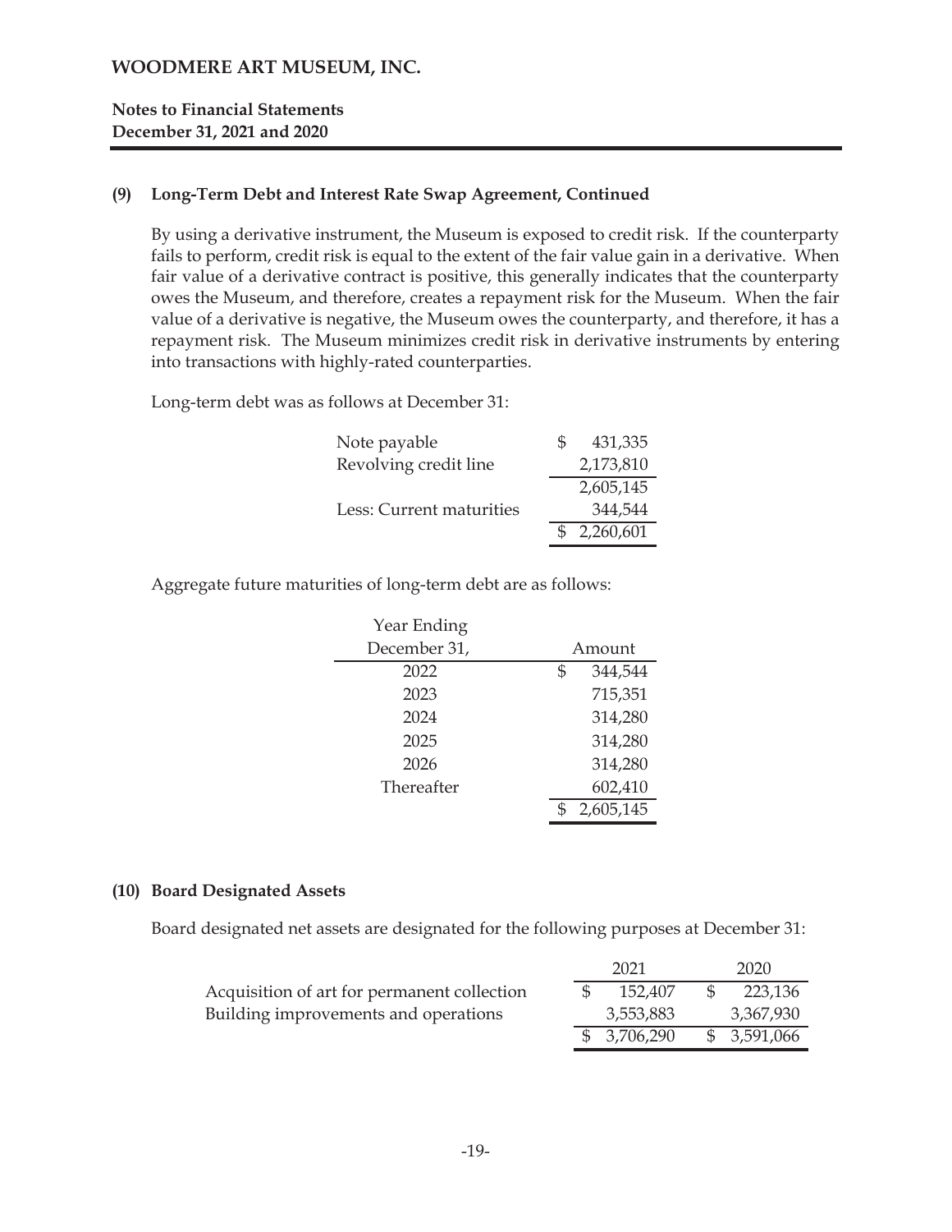### (9) Long-Term Debt and Interest Rate Swap Agreement, Continued

By using a derivative instrument, the Museum is exposed to credit risk. If the counterparty fails to perform, credit risk is equal to the extent of the fair value gain in a derivative. When fair value of a derivative contract is positive, this generally indicates that the counterparty owes the Museum, and therefore, creates a repayment risk for the Museum. When the fair value of a derivative is negative, the Museum owes the counterparty, and therefore, it has a repayment risk. The Museum minimizes credit risk in derivative instruments by entering into transactions with highly-rated counterparties.

Long-term debt was as follows at December 31:

| | |
|---|---|
| Note payable | $ 431,335 |
| Revolving credit line | 2,173,810 |
| | 2,605,145 |
| Less: Current maturities | 344,544 |
| | $ 2,260,601 |

Aggregate future maturities of long-term debt are as follows:

| Year Ending December 31, | Amount |
|---|---|
| 2022 | $ 344,544 |
| 2023 | 715,351 |
| 2024 | 314,280 |
| 2025 | 314,280 |
| 2026 | 314,280 |
| Thereafter | 602,410 |
| | $ 2,605,145 |

### (10) Board Designated Assets

Board designated net assets are designated for the following purposes at December 31:

| | 2021 | 2020 |
|---|---|---|
| Acquisition of art for permanent collection | $ 152,407 | $ 223,136 |
| Building improvements and operations | 3,553,883 | 3,367,930 |
| | $ 3,706,290 | $ 3,591,066 |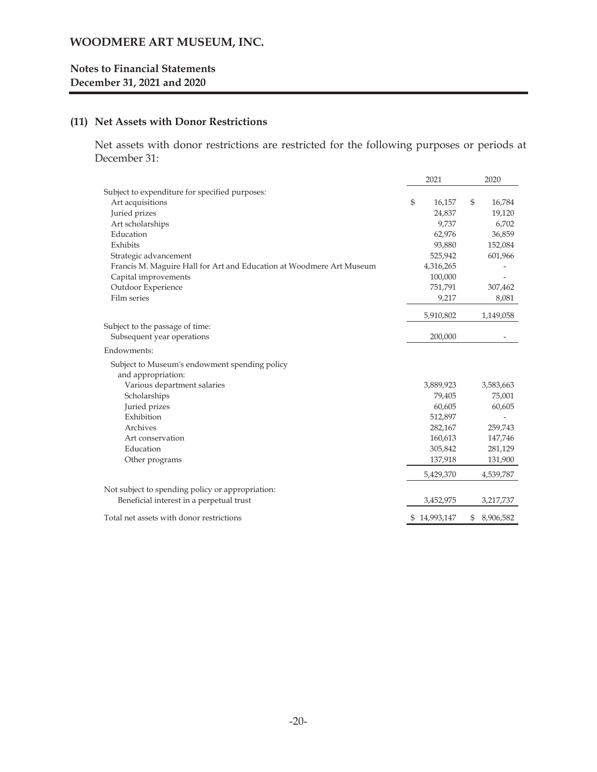# WOODMERE ART MUSEUM, INC.

## Notes to Financial Statements
## December 31, 2021 and 2020

### (11) Net Assets with Donor Restrictions

Net assets with donor restrictions are restricted for the following purposes or periods at December 31:

| | 2021 | 2020 |
|---|---|---|
| Subject to expenditure for specified purposes: | | |
| Art acquisitions | $ 16,157 | $ 16,784 |
| Juried prizes | 24,837 | 19,120 |
| Art scholarships | 9,737 | 6,702 |
| Education | 62,976 | 36,859 |
| Exhibits | 93,880 | 152,084 |
| Strategic advancement | 525,942 | 601,966 |
| Francis M. Maguire Hall for Art and Education at Woodmere Art Museum | 4,316,265 | - |
| Capital improvements | 100,000 | - |
| Outdoor Experience | 751,791 | 307,462 |
| Film series | 9,217 | 8,081 |
| | 5,910,802 | 1,149,058 |
| Subject to the passage of time: | | |
| Subsequent year operations | 200,000 | - |
| Endowments: | | |
| Subject to Museum's endowment spending policy and appropriation: | | |
| Various department salaries | 3,889,923 | 3,583,663 |
| Scholarships | 79,405 | 75,001 |
| Juried prizes | 60,605 | 60,605 |
| Exhibition | 512,897 | - |
| Archives | 282,167 | 259,743 |
| Art conservation | 160,613 | 147,746 |
| Education | 305,842 | 281,129 |
| Other programs | 137,918 | 131,900 |
| | 5,429,370 | 4,539,787 |
| Not subject to spending policy or appropriation: | | |
| Beneficial interest in a perpetual trust | 3,452,975 | 3,217,737 |
| Total net assets with donor restrictions | $ 14,993,147 | $ 8,906,582 |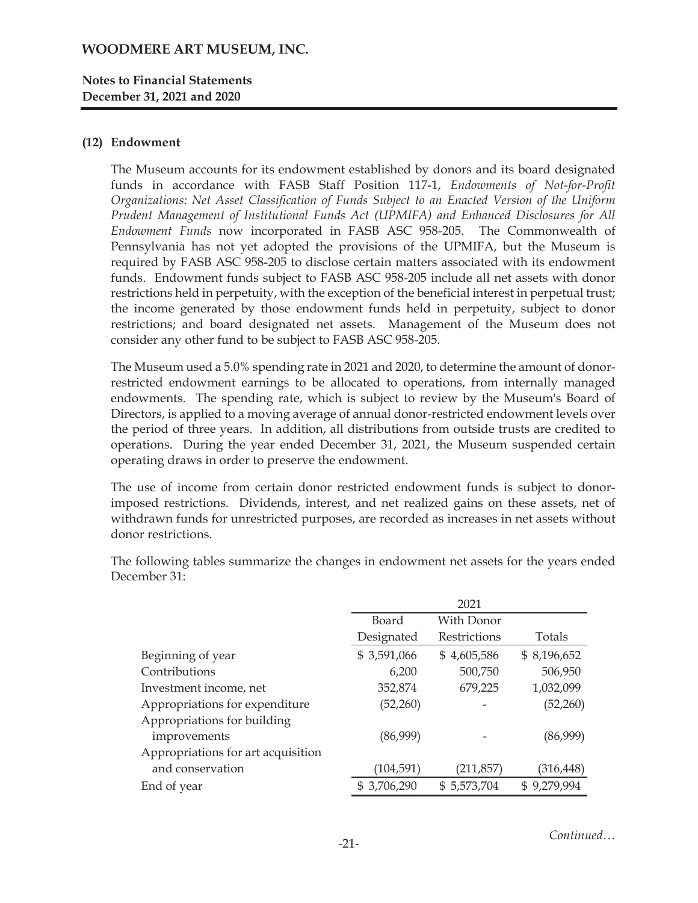# WOODMERE ART MUSEUM, INC.

**Notes to Financial Statements**
**December 31, 2021 and 2020**

## (12) Endowment

The Museum accounts for its endowment established by donors and its board designated funds in accordance with FASB Staff Position 117-1, *Endowments of Not-for-Profit Organizations: Net Asset Classification of Funds Subject to an Enacted Version of the Uniform Prudent Management of Institutional Funds Act (UPMIFA) and Enhanced Disclosures for All Endowment Funds* now incorporated in FASB ASC 958-205. The Commonwealth of Pennsylvania has not yet adopted the provisions of the UPMIFA, but the Museum is required by FASB ASC 958-205 to disclose certain matters associated with its endowment funds. Endowment funds subject to FASB ASC 958-205 include all net assets with donor restrictions held in perpetuity, with the exception of the beneficial interest in perpetual trust; the income generated by those endowment funds held in perpetuity, subject to donor restrictions; and board designated net assets. Management of the Museum does not consider any other fund to be subject to FASB ASC 958-205.

The Museum used a 5.0% spending rate in 2021 and 2020, to determine the amount of donor-restricted endowment earnings to be allocated to operations, from internally managed endowments. The spending rate, which is subject to review by the Museum's Board of Directors, is applied to a moving average of annual donor-restricted endowment levels over the period of three years. In addition, all distributions from outside trusts are credited to operations. During the year ended December 31, 2021, the Museum suspended certain operating draws in order to preserve the endowment.

The use of income from certain donor restricted endowment funds is subject to donor-imposed restrictions. Dividends, interest, and net realized gains on these assets, net of withdrawn funds for unrestricted purposes, are recorded as increases in net assets without donor restrictions.

The following tables summarize the changes in endowment net assets for the years ended December 31:

| | 2021 | | |
|---|---|---|---|
| | Board Designated | With Donor Restrictions | Totals |
| Beginning of year | $ 3,591,066 | $ 4,605,586 | $ 8,196,652 |
| Contributions | 6,200 | 500,750 | 506,950 |
| Investment income, net | 352,874 | 679,225 | 1,032,099 |
| Appropriations for expenditure | (52,260) | - | (52,260) |
| Appropriations for building improvements | (86,999) | - | (86,999) |
| Appropriations for art acquisition and conservation | (104,591) | (211,857) | (316,448) |
| End of year | $ 3,706,290 | $ 5,573,704 | $ 9,279,994 |

*Continued…*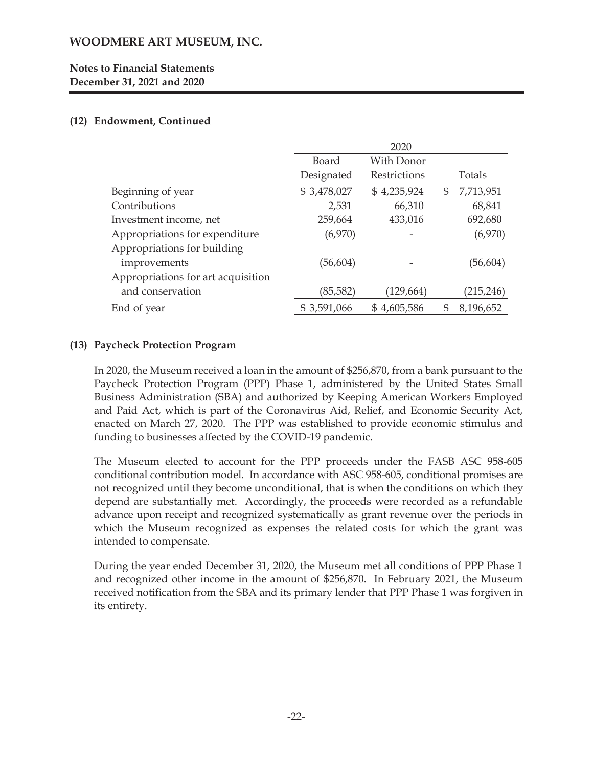**(12) Endowment, Continued**

| | 2020 | | |
|---|---|---|---|
| | Board Designated | With Donor Restrictions | Totals |
| Beginning of year | $ 3,478,027 | $ 4,235,924 | $ 7,713,951 |
| Contributions | 2,531 | 66,310 | 68,841 |
| Investment income, net | 259,664 | 433,016 | 692,680 |
| Appropriations for expenditure | (6,970) | - | (6,970) |
| Appropriations for building improvements | (56,604) | - | (56,604) |
| Appropriations for art acquisition and conservation | (85,582) | (129,664) | (215,246) |
| End of year | $ 3,591,066 | $ 4,605,586 | $ 8,196,652 |

**(13) Paycheck Protection Program**

In 2020, the Museum received a loan in the amount of $256,870, from a bank pursuant to the Paycheck Protection Program (PPP) Phase 1, administered by the United States Small Business Administration (SBA) and authorized by Keeping American Workers Employed and Paid Act, which is part of the Coronavirus Aid, Relief, and Economic Security Act, enacted on March 27, 2020. The PPP was established to provide economic stimulus and funding to businesses affected by the COVID-19 pandemic.

The Museum elected to account for the PPP proceeds under the FASB ASC 958-605 conditional contribution model. In accordance with ASC 958-605, conditional promises are not recognized until they become unconditional, that is when the conditions on which they depend are substantially met. Accordingly, the proceeds were recorded as a refundable advance upon receipt and recognized systematically as grant revenue over the periods in which the Museum recognized as expenses the related costs for which the grant was intended to compensate.

During the year ended December 31, 2020, the Museum met all conditions of PPP Phase 1 and recognized other income in the amount of $256,870. In February 2021, the Museum received notification from the SBA and its primary lender that PPP Phase 1 was forgiven in its entirety.